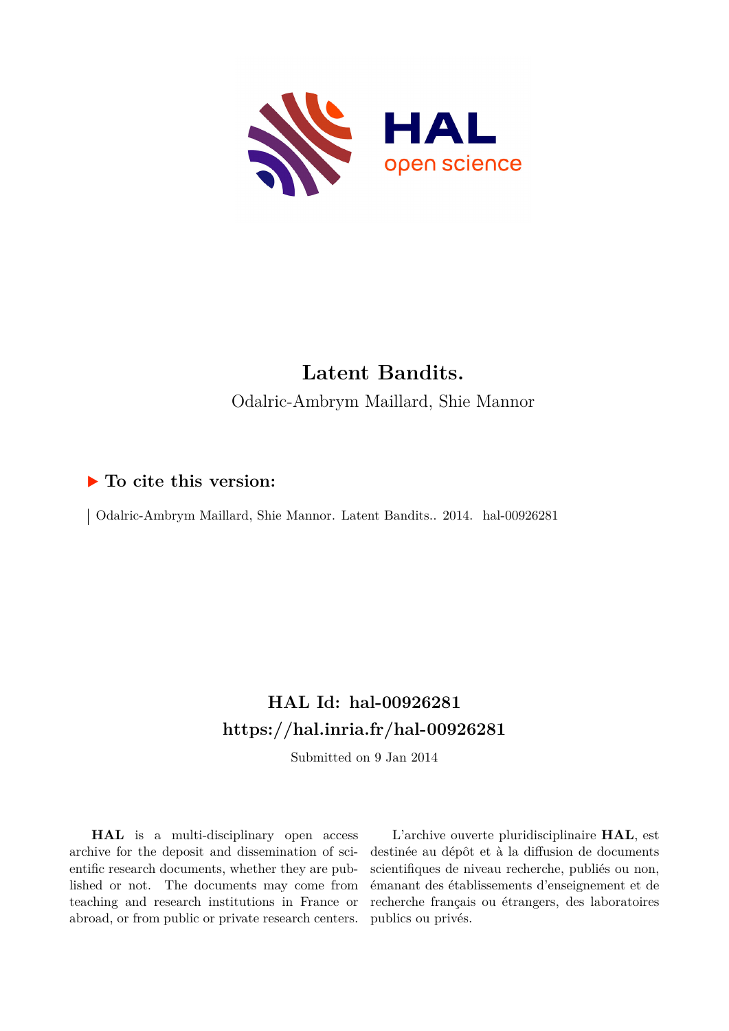# Latent Bandits.

Odalric-Ambrym Maillard, Shie Mannor

## ▶ To cite this version:

Odalric-Ambrym Maillard, Shie Mannor. Latent Bandits.. 2014. hal-00926281

## HAL Id: hal-00926281
## https://hal.inria.fr/hal-00926281

Submitted on 9 Jan 2014

**HAL** is a multi-disciplinary open access archive for the deposit and dissemination of scientific research documents, whether they are published or not. The documents may come from teaching and research institutions in France or abroad, or from public or private research centers.

L'archive ouverte pluridisciplinaire **HAL**, est destinée au dépôt et à la diffusion de documents scientifiques de niveau recherche, publiés ou non, émanant des établissements d'enseignement et de recherche français ou étrangers, des laboratoires publics ou privés.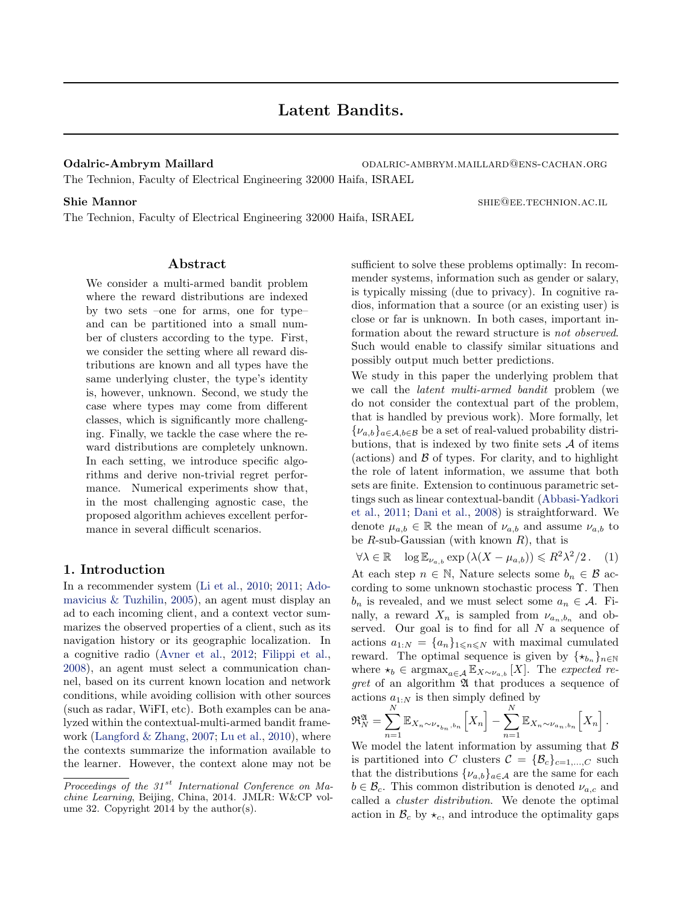# Latent Bandits.

**Odalric-Ambrym Maillard** ODALRIC-AMBRYM.MAILLARD@ENS-CACHAN.ORG
The Technion, Faculty of Electrical Engineering 32000 Haifa, ISRAEL

**Shie Mannor** SHIE@EE.TECHNION.AC.IL
The Technion, Faculty of Electrical Engineering 32000 Haifa, ISRAEL

## Abstract

We consider a multi-armed bandit problem where the reward distributions are indexed by two sets –one for arms, one for type– and can be partitioned into a small number of clusters according to the type. First, we consider the setting where all reward distributions are known and all types have the same underlying cluster, the type's identity is, however, unknown. Second, we study the case where types may come from different classes, which is significantly more challenging. Finally, we tackle the case where the reward distributions are completely unknown. In each setting, we introduce specific algorithms and derive non-trivial regret performance. Numerical experiments show that, in the most challenging agnostic case, the proposed algorithm achieves excellent performance in several difficult scenarios.

## 1. Introduction

In a recommender system (Li et al., 2010; 2011; Adomavicius & Tuzhilin, 2005), an agent must display an ad to each incoming client, and a context vector summarizes the observed properties of a client, such as its navigation history or its geographic localization. In a cognitive radio (Avner et al., 2012; Filippi et al., 2008), an agent must select a communication channel, based on its current known location and network conditions, while avoiding collision with other sources (such as radar, WiFI, etc). Both examples can be analyzed within the contextual-multi-armed bandit framework (Langford & Zhang, 2007; Lu et al., 2010), where the contexts summarize the information available to the learner. However, the context alone may not be sufficient to solve these problems optimally: In recommender systems, information such as gender or salary, is typically missing (due to privacy). In cognitive radios, information that a source (or an existing user) is close or far is unknown. In both cases, important information about the reward structure is *not observed*. Such would enable to classify similar situations and possibly output much better predictions.

We study in this paper the underlying problem that we call the *latent multi-armed bandit* problem (we do not consider the contextual part of the problem, that is handled by previous work). More formally, let $\{\nu_{a,b}\}_{a\in\mathcal{A},b\in\mathcal{B}}$ be a set of real-valued probability distributions, that is indexed by two finite sets $\mathcal{A}$ of items (actions) and $\mathcal{B}$ of types. For clarity, and to highlight the role of latent information, we assume that both sets are finite. Extension to continuous parametric settings such as linear contextual-bandit (Abbasi-Yadkori et al., 2011; Dani et al., 2008) is straightforward. We denote $\mu_{a,b} \in \mathbb{R}$ the mean of $\nu_{a,b}$ and assume $\nu_{a,b}$ to be $R$-sub-Gaussian (with known $R$), that is

$$\forall \lambda \in \mathbb{R} \quad \log \mathbb{E}_{\nu_{a,b}} \exp\left(\lambda(X - \mu_{a,b})\right) \leqslant R^2\lambda^2/2\,. \quad (1)$$

At each step $n \in \mathbb{N}$, Nature selects some $b_n \in \mathcal{B}$ according to some unknown stochastic process $\Upsilon$. Then $b_n$ is revealed, and we must select some $a_n \in \mathcal{A}$. Finally, a reward $X_n$ is sampled from $\nu_{a_n,b_n}$ and observed. Our goal is to find for all $N$ a sequence of actions $a_{1:N} = \{a_n\}_{1\leqslant n\leqslant N}$ with maximal cumulated reward. The optimal sequence is given by $\{\star_{b_n}\}_{n\in\mathbb{N}}$ where $\star_b \in \text{argmax}_{a\in\mathcal{A}} \mathbb{E}_{X\sim\nu_{a,b}}[X]$. The *expected regret* of an algorithm $\mathfrak{A}$ that produces a sequence of actions $a_{1:N}$ is then simply defined by

$$\mathfrak{R}_N^{\mathfrak{A}} = \sum_{n=1}^{N} \mathbb{E}_{X_n\sim\nu_{\star_{b_n},b_n}}\Big[X_n\Big] - \sum_{n=1}^{N} \mathbb{E}_{X_n\sim\nu_{a_n,b_n}}\Big[X_n\Big]\,.$$

We model the latent information by assuming that $\mathcal{B}$ is partitioned into $C$ clusters $\mathcal{C} = \{\mathcal{B}_c\}_{c=1,\dots,C}$ such that the distributions $\{\nu_{a,b}\}_{a\in\mathcal{A}}$ are the same for each $b \in \mathcal{B}_c$. This common distribution is denoted $\nu_{a,c}$ and called a *cluster distribution*. We denote the optimal action in $\mathcal{B}_c$ by $\star_c$, and introduce the optimality gaps

*Proceedings of the 31<sup>st</sup> International Conference on Machine Learning*, Beijing, China, 2014. JMLR: W&CP volume 32. Copyright 2014 by the author(s).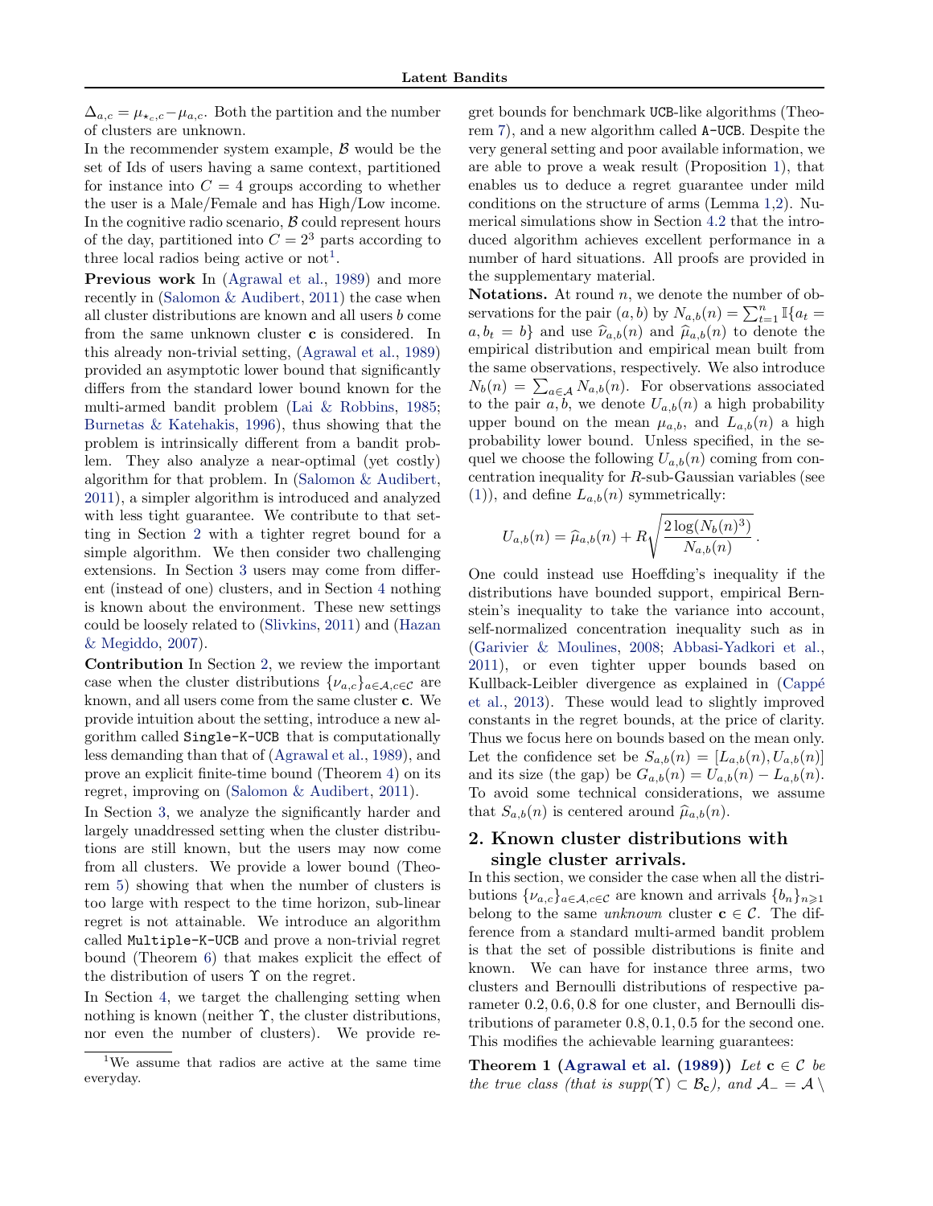$\Delta_{a,c} = \mu_{\star_c,c} - \mu_{a,c}$. Both the partition and the number of clusters are unknown.

In the recommender system example, $\mathcal{B}$ would be the set of Ids of users having a same context, partitioned for instance into $C = 4$ groups according to whether the user is a Male/Female and has High/Low income. In the cognitive radio scenario, $\mathcal{B}$ could represent hours of the day, partitioned into $C = 2^3$ parts according to three local radios being active or not[1].

**Previous work** In (Agrawal et al., 1989) and more recently in (Salomon & Audibert, 2011) the case when all cluster distributions are known and all users $b$ come from the same unknown cluster $\mathbf{c}$ is considered. In this already non-trivial setting, (Agrawal et al., 1989) provided an asymptotic lower bound that significantly differs from the standard lower bound known for the multi-armed bandit problem (Lai & Robbins, 1985; Burnetas & Katehakis, 1996), thus showing that the problem is intrinsically different from a bandit problem. They also analyze a near-optimal (yet costly) algorithm for that problem. In (Salomon & Audibert, 2011), a simpler algorithm is introduced and analyzed with less tight guarantee. We contribute to that setting in Section 2 with a tighter regret bound for a simple algorithm. We then consider two challenging extensions. In Section 3 users may come from different (instead of one) clusters, and in Section 4 nothing is known about the environment. These new settings could be loosely related to (Slivkins, 2011) and (Hazan & Megiddo, 2007).

**Contribution** In Section 2, we review the important case when the cluster distributions $\{\nu_{a,c}\}_{a\in\mathcal{A},c\in\mathcal{C}}$ are known, and all users come from the same cluster $\mathbf{c}$. We provide intuition about the setting, introduce a new algorithm called `Single-K-UCB` that is computationally less demanding than that of (Agrawal et al., 1989), and prove an explicit finite-time bound (Theorem 4) on its regret, improving on (Salomon & Audibert, 2011).

In Section 3, we analyze the significantly harder and largely unaddressed setting when the cluster distributions are still known, but the users may now come from all clusters. We provide a lower bound (Theorem 5) showing that when the number of clusters is too large with respect to the time horizon, sub-linear regret is not attainable. We introduce an algorithm called `Multiple-K-UCB` and prove a non-trivial regret bound (Theorem 6) that makes explicit the effect of the distribution of users $\Upsilon$ on the regret.

In Section 4, we target the challenging setting when nothing is known (neither $\Upsilon$, the cluster distributions, nor even the number of clusters). We provide regret bounds for benchmark `UCB`-like algorithms (Theorem 7), and a new algorithm called `A-UCB`. Despite the very general setting and poor available information, we are able to prove a weak result (Proposition 1), that enables us to deduce a regret guarantee under mild conditions on the structure of arms (Lemma 1,2). Numerical simulations show in Section 4.2 that the introduced algorithm achieves excellent performance in a number of hard situations. All proofs are provided in the supplementary material.

**Notations.** At round $n$, we denote the number of observations for the pair $(a,b)$ by $N_{a,b}(n) = \sum_{t=1}^n \mathbb{I}\{a_t = a, b_t = b\}$ and use $\widehat{\nu}_{a,b}(n)$ and $\widehat{\mu}_{a,b}(n)$ to denote the empirical distribution and empirical mean built from the same observations, respectively. We also introduce $N_b(n) = \sum_{a\in\mathcal{A}} N_{a,b}(n)$. For observations associated to the pair $a, b$, we denote $U_{a,b}(n)$ a high probability upper bound on the mean $\mu_{a,b}$, and $L_{a,b}(n)$ a high probability lower bound. Unless specified, in the sequel we choose the following $U_{a,b}(n)$ coming from concentration inequality for $R$-sub-Gaussian variables (see (1)), and define $L_{a,b}(n)$ symmetrically:

$$U_{a,b}(n) = \widehat{\mu}_{a,b}(n) + R\sqrt{\frac{2\log(N_b(n)^3)}{N_{a,b}(n)}}\,.$$

One could instead use Hoeffding's inequality if the distributions have bounded support, empirical Bernstein's inequality to take the variance into account, self-normalized concentration inequality such as in (Garivier & Moulines, 2008; Abbasi-Yadkori et al., 2011), or even tighter upper bounds based on Kullback-Leibler divergence as explained in (Cappé et al., 2013). These would lead to slightly improved constants in the regret bounds, at the price of clarity. Thus we focus here on bounds based on the mean only. Let the confidence set be $S_{a,b}(n) = [L_{a,b}(n), U_{a,b}(n)]$ and its size (the gap) be $G_{a,b}(n) = U_{a,b}(n) - L_{a,b}(n)$. To avoid some technical considerations, we assume that $S_{a,b}(n)$ is centered around $\widehat{\mu}_{a,b}(n)$.

## 2. Known cluster distributions with single cluster arrivals.

In this section, we consider the case when all the distributions $\{\nu_{a,c}\}_{a\in\mathcal{A},c\in\mathcal{C}}$ are known and arrivals $\{b_n\}_{n\geqslant 1}$ belong to the same *unknown* cluster $\mathbf{c} \in \mathcal{C}$. The difference from a standard multi-armed bandit problem is that the set of possible distributions is finite and known. We can have for instance three arms, two clusters and Bernoulli distributions of respective parameter 0.2, 0.6, 0.8 for one cluster, and Bernoulli distributions of parameter 0.8, 0.1, 0.5 for the second one. This modifies the achievable learning guarantees:

**Theorem 1 (Agrawal et al. (1989))** *Let $\mathbf{c} \in \mathcal{C}$ be the true class (that is $supp(\Upsilon) \subset \mathcal{B}_{\mathbf{c}}$), and $\mathcal{A}_- = \mathcal{A} \setminus$*

[1] We assume that radios are active at the same time everyday.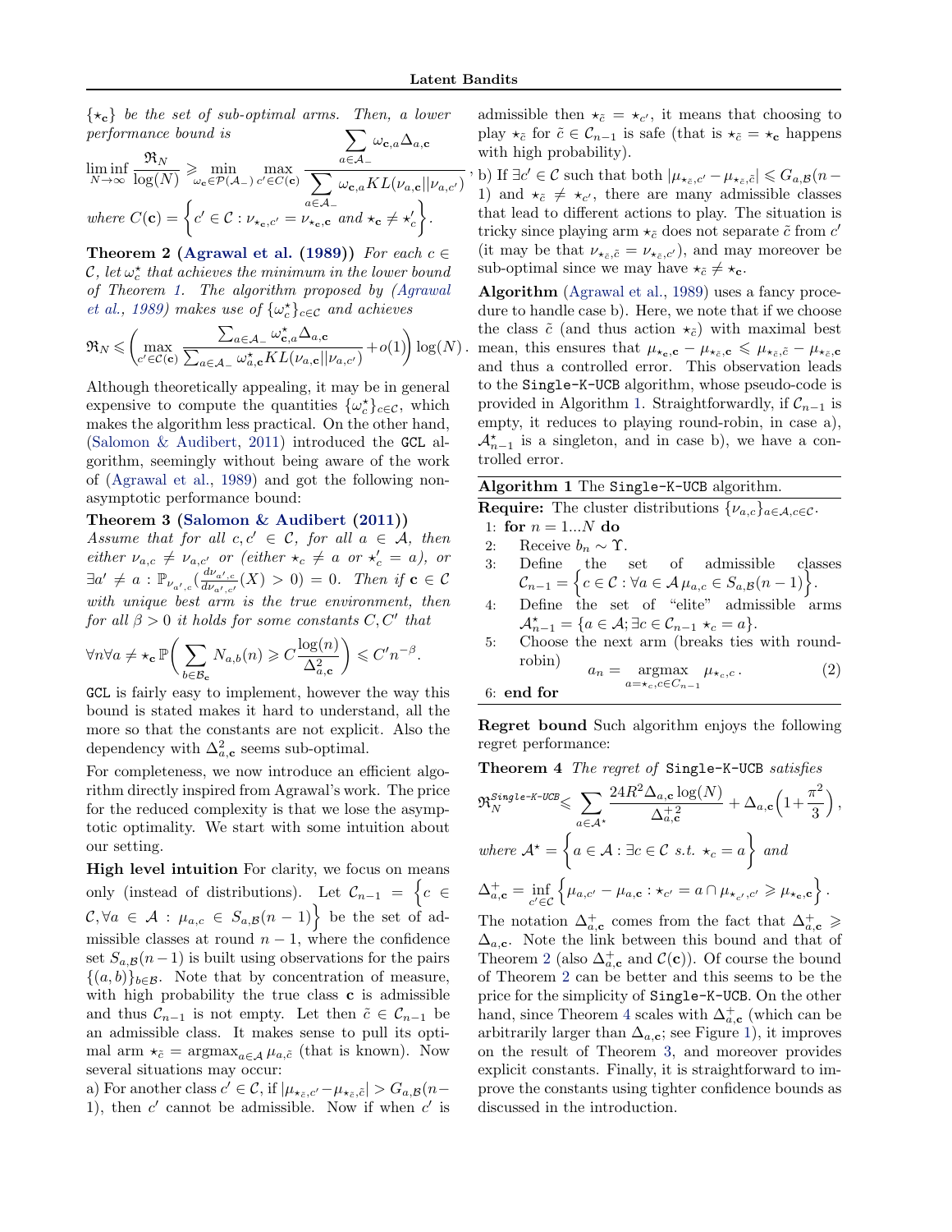$\{\star_{\mathbf{c}}\}$ be the set of sub-optimal arms. Then, a lower performance bound is

$$\liminf_{N\to\infty} \frac{\mathfrak{R}_N}{\log(N)} \geqslant \min_{\omega_{\mathbf{c}}\in\mathcal{P}(\mathcal{A}_-)} \max_{c'\in C(\mathbf{c})} \frac{\sum_{a\in\mathcal{A}_-}\omega_{\mathbf{c},a}\Delta_{a,\mathbf{c}}}{\sum_{a\in\mathcal{A}_-}\omega_{\mathbf{c},a}KL(\nu_{a,\mathbf{c}}||\nu_{a,c'})},$$

*where* $C(\mathbf{c}) = \left\{c' \in \mathcal{C} : \nu_{\star_{\mathbf{c}},c'} = \nu_{\star_{\mathbf{c}},\mathbf{c}} \text{ and } \star_{\mathbf{c}} \neq \star_c'\right\}$.

**Theorem 2 (Agrawal et al. (1989))** *For each $c \in \mathcal{C}$, let $\omega_c^\star$ that achieves the minimum in the lower bound of Theorem 1. The algorithm proposed by (Agrawal et al., 1989) makes use of $\{\omega_c^\star\}_{c\in\mathcal{C}}$ and achieves*

$$\mathfrak{R}_N \leqslant \left(\max_{c'\in\mathcal{C}(\mathbf{c})} \frac{\sum_{a\in\mathcal{A}_-}\omega^\star_{\mathbf{c},a}\Delta_{a,\mathbf{c}}}{\sum_{a\in\mathcal{A}_-}\omega^\star_{a,\mathbf{c}}KL(\nu_{a,\mathbf{c}}||\nu_{a,c'})} + o(1)\right)\log(N).$$

Although theoretically appealing, it may be in general expensive to compute the quantities $\{\omega_c^\star\}_{c\in\mathcal{C}}$, which makes the algorithm less practical. On the other hand, (Salomon & Audibert, 2011) introduced the GCL algorithm, seemingly without being aware of the work of (Agrawal et al., 1989) and got the following non-asymptotic performance bound:

**Theorem 3 (Salomon & Audibert (2011))** *Assume that for all $c, c' \in \mathcal{C}$, for all $a \in \mathcal{A}$, then either $\nu_{a,c} \neq \nu_{a,c'}$ or (either $\star_c \neq a$ or $\star_c' = a$), or $\exists a' \neq a : \mathbb{P}_{\nu_{a',c}}(\frac{d\nu_{a',c}}{d\nu_{a',c'}}(X) > 0) = 0$. Then if $\mathbf{c} \in \mathcal{C}$ with unique best arm is the true environment, then for all $\beta > 0$ it holds for some constants $C, C'$ that*

$$\forall n \forall a \neq \star_{\mathbf{c}}\, \mathbb{P}\bigg(\sum_{b\in\mathcal{B}_{\mathbf{c}}} N_{a,b}(n) \geqslant C\frac{\log(n)}{\Delta^2_{a,\mathbf{c}}}\bigg) \leqslant C' n^{-\beta}.$$

GCL is fairly easy to implement, however the way this bound is stated makes it hard to understand, all the more so that the constants are not explicit. Also the dependency with $\Delta^2_{a,\mathbf{c}}$ seems sub-optimal.

For completeness, we now introduce an efficient algorithm directly inspired from Agrawal's work. The price for the reduced complexity is that we lose the asymptotic optimality. We start with some intuition about our setting.

**High level intuition** For clarity, we focus on means only (instead of distributions). Let $\mathcal{C}_{n-1} = \Big\{c \in \mathcal{C}, \forall a \in \mathcal{A} : \mu_{a,c} \in S_{a,\mathcal{B}}(n-1)\Big\}$ be the set of admissible classes at round $n-1$, where the confidence set $S_{a,\mathcal{B}}(n-1)$ is built using observations for the pairs $\{(a,b)\}_{b\in\mathcal{B}}$. Note that by concentration of measure, with high probability the true class $\mathbf{c}$ is admissible and thus $\mathcal{C}_{n-1}$ is not empty. Let $\tilde{c} \in \mathcal{C}_{n-1}$ be an admissible class. It makes sense to pull its optimal arm $\star_{\tilde{c}} = \operatorname{argmax}_{a\in\mathcal{A}}\mu_{a,\tilde{c}}$ (that is known). Now several situations may occur:

a) For another class $c' \in \mathcal{C}$, if $|\mu_{\star_{\tilde{c}},c'} - \mu_{\star_{\tilde{c}},\tilde{c}}| > G_{a,\mathcal{B}}(n-1)$, then $c'$ cannot be admissible. Now if when $c'$ is admissible then $\star_{\tilde{c}} = \star_{c'}$, it means that choosing to play $\star_{\tilde{c}}$ for $\tilde{c} \in \mathcal{C}_{n-1}$ is safe (that is $\star_{\tilde{c}} = \star_{\mathbf{c}}$ happens with high probability).

b) If $\exists c' \in \mathcal{C}$ such that both $|\mu_{\star_{\tilde{c}},c'} - \mu_{\star_{\tilde{c}},\tilde{c}}| \leqslant G_{a,\mathcal{B}}(n-1)$ and $\star_{\tilde{c}} \neq \star_{c'}$, there are many admissible classes that lead to different actions to play. The situation is tricky since playing arm $\star_{\tilde{c}}$ does not separate $\tilde{c}$ from $c'$ (it may be that $\nu_{\star_{\tilde{c}},\tilde{c}} = \nu_{\star_{\tilde{c}},c'}$), and may moreover be sub-optimal since we may have $\star_{\tilde{c}} \neq \star_{\mathbf{c}}$.

**Algorithm** (Agrawal et al., 1989) uses a fancy procedure to handle case b). Here, we note that if we choose the class $\tilde{c}$ (and thus action $\star_{\tilde{c}}$) with maximal best mean, this ensures that $\mu_{\star_{\mathbf{c}},\mathbf{c}} - \mu_{\star_{\tilde{c}},\mathbf{c}} \leqslant \mu_{\star_{\tilde{c}},\tilde{c}} - \mu_{\star_{\tilde{c}},\mathbf{c}}$ and thus a controlled error. This observation leads to the Single-K-UCB algorithm, whose pseudo-code is provided in Algorithm 1. Straightforwardly, if $\mathcal{C}_{n-1}$ is empty, it reduces to playing round-robin, in case a), $\mathcal{A}^\star_{n-1}$ is a singleton, and in case b), we have a controlled error.

**Algorithm 1** The Single-K-UCB algorithm.

**Require:** The cluster distributions $\{\nu_{a,c}\}_{a\in\mathcal{A},c\in\mathcal{C}}$.
1: **for** $n = 1...N$ **do**
2: Receive $b_n \sim \Upsilon$.
3: Define the set of admissible classes $\mathcal{C}_{n-1} = \Big\{c \in \mathcal{C} : \forall a \in \mathcal{A}\, \mu_{a,c} \in S_{a,\mathcal{B}}(n-1)\Big\}$.
4: Define the set of "elite" admissible arms $\mathcal{A}^\star_{n-1} = \{a \in \mathcal{A}; \exists c \in \mathcal{C}_{n-1}\, \star_c = a\}$.
5: Choose the next arm (breaks ties with round-robin)
$$a_n = \operatorname*{argmax}_{a=\star_c, c\in C_{n-1}} \mu_{\star_c,c}. \tag{2}$$
6: **end for**

**Regret bound** Such algorithm enjoys the following regret performance:

**Theorem 4** *The regret of Single-K-UCB satisfies*

$$\mathfrak{R}_N^{\text{Single-K-UCB}} \leqslant \sum_{a\in\mathcal{A}^\star} \frac{24R^2\Delta_{a,\mathbf{c}}\log(N)}{\Delta^{+\,2}_{a,\mathbf{c}}} + \Delta_{a,\mathbf{c}}\Big(1+\frac{\pi^2}{3}\Big),$$

*where* $\mathcal{A}^\star = \left\{a \in \mathcal{A} : \exists c \in \mathcal{C} \text{ s.t. } \star_c = a\right\}$ *and*

$$\Delta^+_{a,\mathbf{c}} = \inf_{c'\in\mathcal{C}}\left\{\mu_{a,c'} - \mu_{a,\mathbf{c}} : \star_{c'} = a \cap \mu_{\star_{c'},c'} \geqslant \mu_{\star_{\mathbf{c}},\mathbf{c}}\right\}.$$

The notation $\Delta^+_{a,\mathbf{c}}$ comes from the fact that $\Delta^+_{a,\mathbf{c}} \geqslant \Delta_{a,\mathbf{c}}$. Note the link between this bound and that of Theorem 2 (also $\Delta^+_{a,\mathbf{c}}$ and $\mathcal{C}(\mathbf{c})$). Of course the bound of Theorem 2 can be better and this seems to be the price for the simplicity of Single-K-UCB. On the other hand, since Theorem 4 scales with $\Delta^+_{a,\mathbf{c}}$ (which can be arbitrarily larger than $\Delta_{a,\mathbf{c}}$; see Figure 1), it improves on the result of Theorem 3, and moreover provides explicit constants. Finally, it is straightforward to improve the constants using tighter confidence bounds as discussed in the introduction.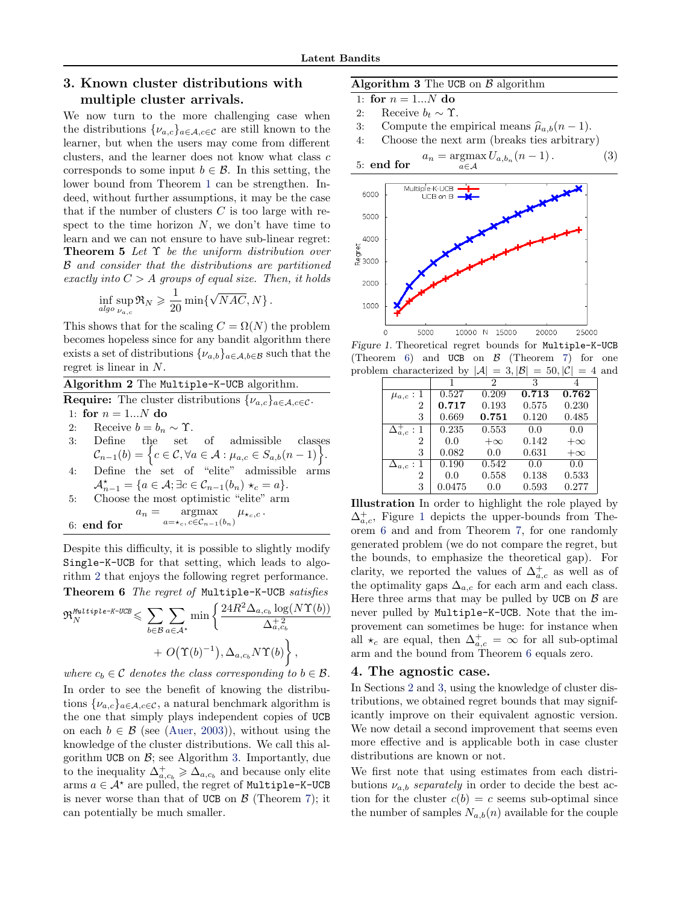## 3. Known cluster distributions with multiple cluster arrivals.

We now turn to the more challenging case when the distributions $\{\nu_{a,c}\}_{a\in\mathcal{A},c\in\mathcal{C}}$ are still known to the learner, but when the users may come from different clusters, and the learner does not know what class $c$ corresponds to some input $b \in \mathcal{B}$. In this setting, the lower bound from Theorem 1 can be strengthen. Indeed, without further assumptions, it may be the case that if the number of clusters $C$ is too large with respect to the time horizon $N$, we don't have time to learn and we can not ensure to have sub-linear regret:

**Theorem 5** *Let $\Upsilon$ be the uniform distribution over $\mathcal{B}$ and consider that the distributions are partitioned exactly into $C > A$ groups of equal size. Then, it holds*

$$\inf_{algo}\sup_{\nu_{a,c}} \mathfrak{R}_N \geqslant \frac{1}{20}\min\{\sqrt{NAC}, N\}\,.$$

This shows that for the scaling $C = \Omega(N)$ the problem becomes hopeless since for any bandit algorithm there exists a set of distributions $\{\nu_{a,b}\}_{a\in\mathcal{A},b\in\mathcal{B}}$ such that the regret is linear in $N$.

**Algorithm 2** The `Multiple-K-UCB` algorithm.

**Require:** The cluster distributions $\{\nu_{a,c}\}_{a\in\mathcal{A},c\in\mathcal{C}}$.
1: **for** $n = 1...N$ **do**
2: Receive $b = b_n \sim \Upsilon$.
3: Define the set of admissible classes $\mathcal{C}_{n-1}(b) = \Big\{c \in \mathcal{C}, \forall a \in \mathcal{A} : \mu_{a,c} \in S_{a,b}(n-1)\Big\}$.
4: Define the set of "elite" admissible arms $\mathcal{A}^\star_{n-1} = \{a \in \mathcal{A}; \exists c \in \mathcal{C}_{n-1}(b_n)\ \star_c = a\}$.
5: Choose the most optimistic "elite" arm
$$a_n = \underset{a=\star_c,\, c\in\mathcal{C}_{n-1}(b_n)}{\operatorname{argmax}} \mu_{\star_c,c}\,.$$
6: **end for**

Despite this difficulty, it is possible to slightly modify `Single-K-UCB` for that setting, which leads to algorithm 2 that enjoys the following regret performance.

**Theorem 6** *The regret of `Multiple-K-UCB` satisfies*

$$\mathfrak{R}_N^{\texttt{Multiple-K-UCB}} \leqslant \sum_{b\in\mathcal{B}}\sum_{a\in\mathcal{A}^\star}\min\bigg\{\frac{24R^2\Delta_{a,c_b}\log(N\Upsilon(b))}{\Delta^{+\,2}_{a,c_b}} + O\big(\Upsilon(b)^{-1}\big), \Delta_{a,c_b}N\Upsilon(b)\bigg\}\,,$$

*where $c_b \in \mathcal{C}$ denotes the class corresponding to $b \in \mathcal{B}$.*

In order to see the benefit of knowing the distributions $\{\nu_{a,c}\}_{a\in\mathcal{A},c\in\mathcal{C}}$, a natural benchmark algorithm is the one that simply plays independent copies of `UCB` on each $b \in \mathcal{B}$ (see (Auer, 2003)), without using the knowledge of the cluster distributions. We call this algorithm `UCB` on $\mathcal{B}$; see Algorithm 3. Importantly, due to the inequality $\Delta^+_{a,c_b} \geqslant \Delta_{a,c_b}$ and because only elite arms $a \in \mathcal{A}^\star$ are pulled, the regret of `Multiple-K-UCB` is never worse than that of `UCB` on $\mathcal{B}$ (Theorem 7); it can potentially be much smaller.

**Algorithm 3** The `UCB` on $\mathcal{B}$ algorithm

1: **for** $n = 1...N$ **do**
2: Receive $b_t \sim \Upsilon$.
3: Compute the empirical means $\widehat{\mu}_{a,b}(n-1)$.
4: Choose the next arm (breaks ties arbitrary)
$$a_n = \underset{a\in\mathcal{A}}{\operatorname{argmax}}\, U_{a,b_n}(n-1)\,. \quad (3)$$
5: **end for**

*Figure 1.* Theoretical regret bounds for `Multiple-K-UCB` (Theorem 6) and `UCB` on $\mathcal{B}$ (Theorem 7) for one problem characterized by $|\mathcal{A}| = 3, |\mathcal{B}| = 50, |\mathcal{C}| = 4$ and

| | 1 | 2 | 3 | 4 |
|---|---|---|---|---|
| $\mu_{a,c}$ : 1 | 0.527 | 0.209 | **0.713** | **0.762** |
| 2 | **0.717** | 0.193 | 0.575 | 0.230 |
| 3 | 0.669 | **0.751** | 0.120 | 0.485 |
| $\Delta^+_{a,c}$ : 1 | 0.235 | 0.553 | 0.0 | 0.0 |
| 2 | 0.0 | $+\infty$ | 0.142 | $+\infty$ |
| 3 | 0.082 | 0.0 | 0.631 | $+\infty$ |
| $\Delta_{a,c}$ : 1 | 0.190 | 0.542 | 0.0 | 0.0 |
| 2 | 0.0 | 0.558 | 0.138 | 0.533 |
| 3 | 0.0475 | 0.0 | 0.593 | 0.277 |

**Illustration** In order to highlight the role played by $\Delta^+_{a,c}$, Figure 1 depicts the upper-bounds from Theorem 6 and and from Theorem 7, for one randomly generated problem (we do not compare the regret, but the bounds, to emphasize the theoretical gap). For clarity, we reported the values of $\Delta^+_{a,c}$ as well as of the optimality gaps $\Delta_{a,c}$ for each arm and each class. Here three arms that may be pulled by `UCB` on $\mathcal{B}$ are never pulled by `Multiple-K-UCB`. Note that the improvement can sometimes be huge: for instance when all $\star_c$ are equal, then $\Delta^+_{a,c} = \infty$ for all sub-optimal arm and the bound from Theorem 6 equals zero.

## 4. The agnostic case.

In Sections 2 and 3, using the knowledge of cluster distributions, we obtained regret bounds that may significantly improve on their equivalent agnostic version. We now detail a second improvement that seems even more effective and is applicable both in case cluster distributions are known or not.

We first note that using estimates from each distributions $\nu_{a,b}$ *separately* in order to decide the best action for the cluster $c(b) = c$ seems sub-optimal since the number of samples $N_{a,b}(n)$ available for the couple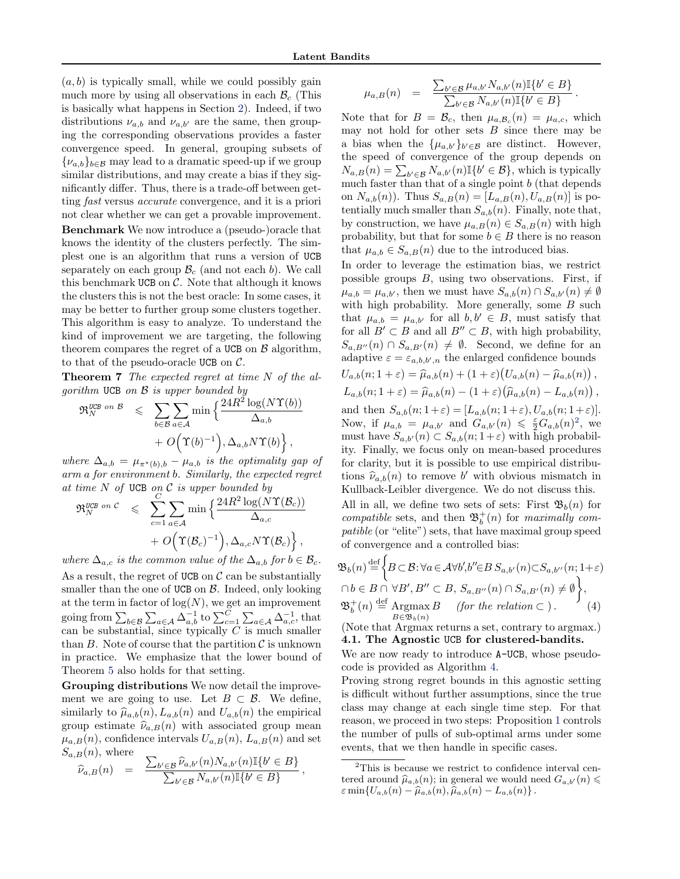$(a,b)$ is typically small, while we could possibly gain much more by using all observations in each $\mathcal{B}_c$ (This is basically what happens in Section 2). Indeed, if two distributions $\nu_{a,b}$ and $\nu_{a,b'}$ are the same, then grouping the corresponding observations provides a faster convergence speed. In general, grouping subsets of $\{\nu_{a,b}\}_{b\in\mathcal{B}}$ may lead to a dramatic speed-up if we group similar distributions, and may create a bias if they significantly differ. Thus, there is a trade-off between getting *fast* versus *accurate* convergence, and it is a priori not clear whether we can get a provable improvement.

**Benchmark** We now introduce a (pseudo-)oracle that knows the identity of the clusters perfectly. The simplest one is an algorithm that runs a version of UCB separately on each group $\mathcal{B}_c$ (and not each $b$). We call this benchmark UCB on $\mathcal{C}$. Note that although it knows the clusters this is not the best oracle: In some cases, it may be better to further group some clusters together. This algorithm is easy to analyze. To understand the kind of improvement we are targeting, the following theorem compares the regret of a UCB on $\mathcal{B}$ algorithm, to that of the pseudo-oracle UCB on $\mathcal{C}$.

**Theorem 7** *The expected regret at time $N$ of the algorithm* UCB *on $\mathcal{B}$ is upper bounded by*

$$\mathfrak{R}_N^{\texttt{UCB on }\mathcal{B}} \leqslant \sum_{b\in\mathcal{B}}\sum_{a\in\mathcal{A}} \min\Big\{\frac{24R^2\log(N\Upsilon(b))}{\Delta_{a,b}} + O\Big(\Upsilon(b)^{-1}\Big), \Delta_{a,b}N\Upsilon(b)\Big\},$$

*where $\Delta_{a,b} = \mu_{\pi^\star(b),b} - \mu_{a,b}$ is the optimality gap of arm $a$ for environment $b$. Similarly, the expected regret at time $N$ of* UCB *on $\mathcal{C}$ is upper bounded by*

$$\mathfrak{R}_N^{\texttt{UCB on }\mathcal{C}} \leqslant \sum_{c=1}^{C}\sum_{a\in\mathcal{A}} \min\Big\{\frac{24R^2\log(N\Upsilon(\mathcal{B}_c))}{\Delta_{a,c}} + O\Big(\Upsilon(\mathcal{B}_c)^{-1}\Big), \Delta_{a,c}N\Upsilon(\mathcal{B}_c)\Big\},$$

*where $\Delta_{a,c}$ is the common value of the $\Delta_{a,b}$ for $b\in\mathcal{B}_c$.*

As a result, the regret of UCB on $\mathcal{C}$ can be substantially smaller than the one of UCB on $\mathcal{B}$. Indeed, only looking at the term in factor of $\log(N)$, we get an improvement going from $\sum_{b\in\mathcal{B}}\sum_{a\in\mathcal{A}}\Delta_{a,b}^{-1}$ to $\sum_{c=1}^{C}\sum_{a\in\mathcal{A}}\Delta_{a,c}^{-1}$, that can be substantial, since typically $C$ is much smaller than $B$. Note of course that the partition $\mathcal{C}$ is unknown in practice. We emphasize that the lower bound of Theorem 5 also holds for that setting.

**Grouping distributions** We now detail the improvement we are going to use. Let $B\subset\mathcal{B}$. We define, similarly to $\widehat{\mu}_{a,b}(n), L_{a,b}(n)$ and $U_{a,b}(n)$ the empirical group estimate $\widehat{\nu}_{a,B}(n)$ with associated group mean $\mu_{a,B}(n)$, confidence intervals $U_{a,B}(n)$, $L_{a,B}(n)$ and set $S_{a,B}(n)$, where

$$\widehat{\nu}_{a,B}(n) = \frac{\sum_{b'\in\mathcal{B}}\widehat{\nu}_{a,b'}(n)N_{a,b'}(n)\mathbb{I}\{b'\in B\}}{\sum_{b'\in\mathcal{B}}N_{a,b'}(n)\mathbb{I}\{b'\in B\}},$$

$$\mu_{a,B}(n) = \frac{\sum_{b'\in\mathcal{B}}\mu_{a,b'}N_{a,b'}(n)\mathbb{I}\{b'\in B\}}{\sum_{b'\in\mathcal{B}}N_{a,b'}(n)\mathbb{I}\{b'\in B\}}.$$

Note that for $B=\mathcal{B}_c$, then $\mu_{a,\mathcal{B}_c}(n)=\mu_{a,c}$, which may not hold for other sets $B$ since there may be a bias when the $\{\mu_{a,b'}\}_{b'\in\mathcal{B}}$ are distinct. However, the speed of convergence of the group depends on $N_{a,B}(n)=\sum_{b'\in\mathcal{B}}N_{a,b'}(n)\mathbb{I}\{b'\in\mathcal{B}\}$, which is typically much faster than that of a single point $b$ (that depends on $N_{a,b}(n)$). Thus $S_{a,B}(n)=[L_{a,B}(n),U_{a,B}(n)]$ is potentially much smaller than $S_{a,b}(n)$. Finally, note that, by construction, we have $\mu_{a,B}(n)\in S_{a,B}(n)$ with high probability, but that for some $b\in B$ there is no reason that $\mu_{a,b}\in S_{a,B}(n)$ due to the introduced bias.

In order to leverage the estimation bias, we restrict possible groups $B$, using two observations. First, if $\mu_{a,b}=\mu_{a,b'}$, then we must have $S_{a,b}(n)\cap S_{a,b'}(n)\neq\emptyset$ with high probability. More generally, some $B$ such that $\mu_{a,b}=\mu_{a,b'}$ for all $b,b'\in B$, must satisfy that for all $B'\subset B$ and all $B''\subset B$, with high probability, $S_{a,B''}(n)\cap S_{a,B'}(n)\neq\emptyset$. Second, we define for an adaptive $\varepsilon=\varepsilon_{a,b,b',n}$ the enlarged confidence bounds

$$U_{a,b}(n;1+\varepsilon) = \widehat{\mu}_{a,b}(n) + (1+\varepsilon)\big(U_{a,b}(n)-\widehat{\mu}_{a,b}(n)\big),$$
$$L_{a,b}(n;1+\varepsilon) = \widehat{\mu}_{a,b}(n) - (1+\varepsilon)\big(\widehat{\mu}_{a,b}(n)-L_{a,b}(n)\big),$$

and then $S_{a,b}(n;1+\varepsilon)=[L_{a,b}(n;1+\varepsilon),U_{a,b}(n;1+\varepsilon)]$. Now, if $\mu_{a,b}=\mu_{a,b'}$ and $G_{a,b'}(n)\leqslant\frac{\varepsilon}{2}G_{a,b}(n)$[2], we must have $S_{a,b'}(n)\subset S_{a,b}(n;1+\varepsilon)$ with high probability. Finally, we focus only on mean-based procedures for clarity, but it is possible to use empirical distributions $\widehat{\nu}_{a,b}(n)$ to remove $b'$ with obvious mismatch in Kullback-Leibler divergence. We do not discuss this.

All in all, we define two sets of sets: First $\mathfrak{B}_b(n)$ for *compatible* sets, and then $\mathfrak{B}_b^+(n)$ for *maximally compatible* (or "elite") sets, that have maximal group speed of convergence and a controlled bias:

$$\mathfrak{B}_b(n) \stackrel{\text{def}}{=} \Big\{B\subset\mathcal{B}: \forall a\in\mathcal{A}\,\forall b',b''\in B\; S_{a,b'}(n)\subset S_{a,b''}(n;1+\varepsilon) \cap b\in B \cap \forall B',B''\subset B,\; S_{a,B''}(n)\cap S_{a,B'}(n)\neq\emptyset\Big\},$$
$$\mathfrak{B}_b^+(n) \stackrel{\text{def}}{=} \operatorname*{Argmax}_{B\in\mathfrak{B}_b(n)} B \quad \text{(for the relation} \subset\text{)}. \tag{4}$$

(Note that Argmax returns a set, contrary to argmax.)

### 4.1. The Agnostic UCB for clustered-bandits.

We are now ready to introduce A-UCB, whose pseudo-code is provided as Algorithm 4.

Proving strong regret bounds in this agnostic setting is difficult without further assumptions, since the true class may change at each single time step. For that reason, we proceed in two steps: Proposition 1 controls the number of pulls of sub-optimal arms under some events, that we then handle in specific cases.

---

[2] This is because we restrict to confidence interval centered around $\widehat{\mu}_{a,b}(n)$; in general we would need $G_{a,b'}(n)\leqslant\varepsilon\min\{U_{a,b}(n)-\widehat{\mu}_{a,b}(n),\widehat{\mu}_{a,b}(n)-L_{a,b}(n)\}$.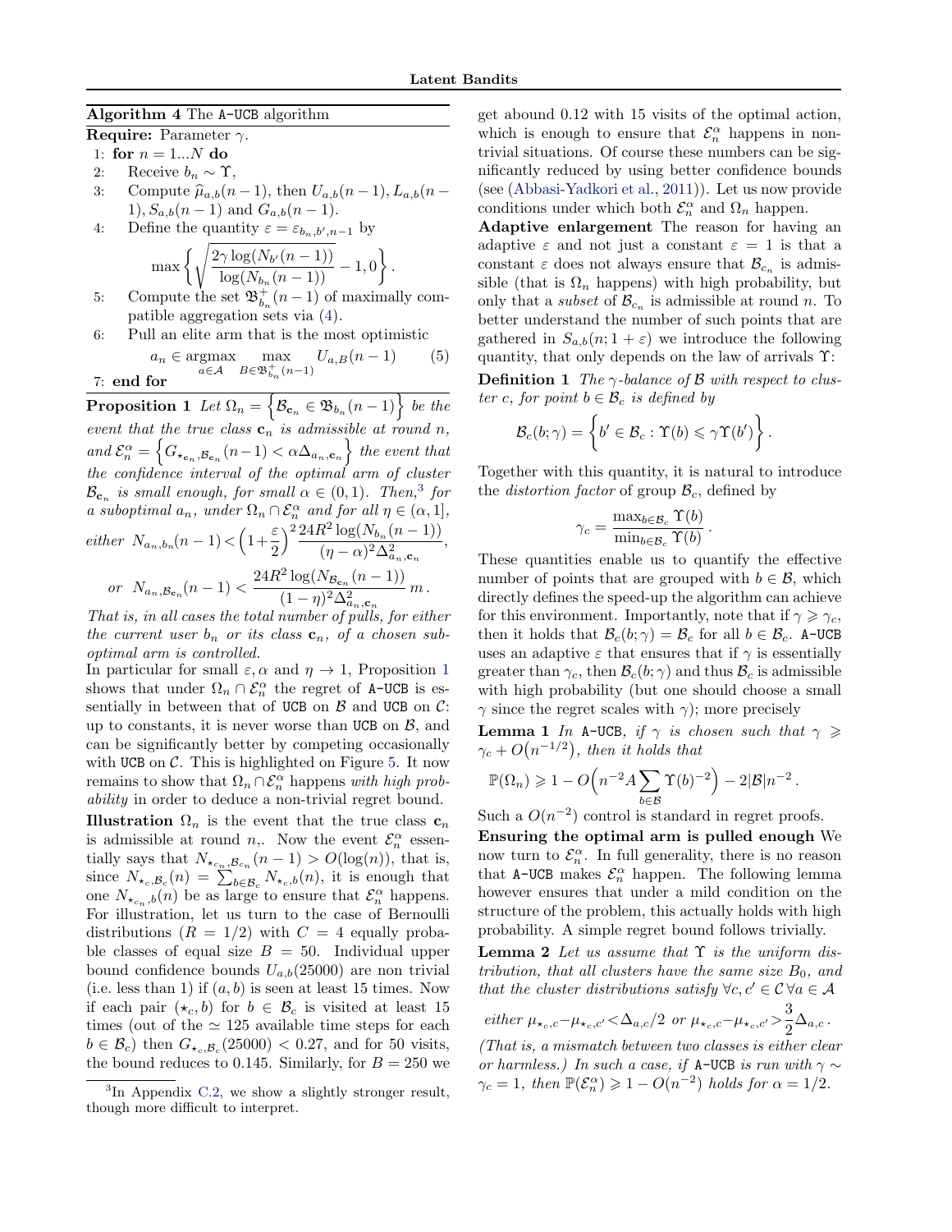**Algorithm 4** The A-UCB algorithm

**Require:** Parameter $\gamma$.

1: **for** $n = 1...N$ **do**
2: Receive $b_n \sim \Upsilon$,
3: Compute $\widehat{\mu}_{a,b}(n-1)$, then $U_{a,b}(n-1), L_{a,b}(n-1), S_{a,b}(n-1)$ and $G_{a,b}(n-1)$.
4: Define the quantity $\varepsilon = \varepsilon_{b_n,b',n-1}$ by

$$\max\left\{\sqrt{\frac{2\gamma\log(N_{b'}(n-1))}{\log(N_{b_n}(n-1))}}-1, 0\right\}.$$

5: Compute the set $\mathfrak{B}^+_{b_n}(n-1)$ of maximally compatible aggregation sets via (4).
6: Pull an elite arm that is the most optimistic

$$a_n \in \operatorname*{argmax}_{a\in\mathcal{A}} \max_{B\in\mathfrak{B}^+_{b_n}(n-1)} U_{a,B}(n-1) \quad (5)$$

7: **end for**

**Proposition 1** *Let $\Omega_n = \left\{\mathcal{B}_{\mathbf{c}_n} \in \mathfrak{B}_{b_n}(n-1)\right\}$ be the event that the true class $\mathbf{c}_n$ is admissible at round $n$, and $\mathcal{E}^\alpha_n = \left\{G_{\star_{\mathbf{c}_n},\mathcal{B}_{\mathbf{c}_n}}(n-1) < \alpha\Delta_{a_n,\mathbf{c}_n}\right\}$ the event that the confidence interval of the optimal arm of cluster $\mathcal{B}_{\mathbf{c}_n}$ is small enough, for small $\alpha \in (0,1)$. Then,*[3] *for a suboptimal $a_n$, under $\Omega_n \cap \mathcal{E}^\alpha_n$ and for all $\eta \in (\alpha, 1]$,*

$$\textit{either}\ \ N_{a_n,b_n}(n-1) < \Big(1+\frac{\varepsilon}{2}\Big)^2\frac{24R^2\log(N_{b_n}(n-1))}{(\eta-\alpha)^2\Delta^2_{a_n,\mathbf{c}_n}},$$

$$\textit{or}\ \ N_{a_n,\mathcal{B}_{\mathbf{c}_n}}(n-1) < \frac{24R^2\log(N_{\mathcal{B}_{\mathbf{c}_n}}(n-1))}{(1-\eta)^2\Delta^2_{a_n,\mathbf{c}_n}}\, m\,.$$

*That is, in all cases the total number of pulls, for either the current user $b_n$ or its class $\mathbf{c}_n$, of a chosen suboptimal arm is controlled.*

In particular for small $\varepsilon, \alpha$ and $\eta \to 1$, Proposition 1 shows that under $\Omega_n \cap \mathcal{E}^\alpha_n$ the regret of A-UCB is essentially in between that of UCB on $\mathcal{B}$ and UCB on $\mathcal{C}$: up to constants, it is never worse than UCB on $\mathcal{B}$, and can be significantly better by competing occasionally with UCB on $\mathcal{C}$. This is highlighted on Figure 5. It now remains to show that $\Omega_n \cap \mathcal{E}^\alpha_n$ happens *with high probability* in order to deduce a non-trivial regret bound.

**Illustration** $\Omega_n$ is the event that the true class $\mathbf{c}_n$ is admissible at round $n$,. Now the event $\mathcal{E}^\alpha_n$ essentially says that $N_{\star_{\mathbf{c}_n},\mathcal{B}_{\mathbf{c}_n}}(n-1) > O(\log(n))$, that is, since $N_{\star_c,\mathcal{B}_c}(n) = \sum_{b\in\mathcal{B}_c} N_{\star_c,b}(n)$, it is enough that one $N_{\star_{\mathbf{c}_n},b}(n)$ be as large to ensure that $\mathcal{E}^\alpha_n$ happens. For illustration, let us turn to the case of Bernoulli distributions ($R = 1/2$) with $C = 4$ equally probable classes of equal size $B = 50$. Individual upper bound confidence bounds $U_{a,b}(25000)$ are non trivial (i.e. less than 1) if $(a, b)$ is seen at least 15 times. Now if each pair $(\star_c, b)$ for $b \in \mathcal{B}_c$ is visited at least 15 times (out of the $\simeq 125$ available time steps for each $b \in \mathcal{B}_c$) then $G_{\star_c,\mathcal{B}_c}(25000) < 0.27$, and for 50 visits, the bound reduces to 0.145. Similarly, for $B = 250$ we get abound 0.12 with 15 visits of the optimal action, which is enough to ensure that $\mathcal{E}^\alpha_n$ happens in non-trivial situations. Of course these numbers can be significantly reduced by using better confidence bounds (see (Abbasi-Yadkori et al., 2011)). Let us now provide conditions under which both $\mathcal{E}^\alpha_n$ and $\Omega_n$ happen.

**Adaptive enlargement** The reason for having an adaptive $\varepsilon$ and not just a constant $\varepsilon = 1$ is that a constant $\varepsilon$ does not always ensure that $\mathcal{B}_{c_n}$ is admissible (that is $\Omega_n$ happens) with high probability, but only that a *subset* of $\mathcal{B}_{c_n}$ is admissible at round $n$. To better understand the number of such points that are gathered in $S_{a,b}(n; 1+\varepsilon)$ we introduce the following quantity, that only depends on the law of arrivals $\Upsilon$:

**Definition 1** *The $\gamma$-balance of $\mathcal{B}$ with respect to cluster $c$, for point $b \in \mathcal{B}_c$ is defined by*

$$\mathcal{B}_c(b;\gamma) = \left\{b' \in \mathcal{B}_c : \Upsilon(b) \leqslant \gamma\Upsilon(b')\right\}.$$

Together with this quantity, it is natural to introduce the *distortion factor* of group $\mathcal{B}_c$, defined by

$$\gamma_c = \frac{\max_{b\in\mathcal{B}_c}\Upsilon(b)}{\min_{b\in\mathcal{B}_c}\Upsilon(b)}\,.$$

These quantities enable us to quantify the effective number of points that are grouped with $b \in \mathcal{B}$, which directly defines the speed-up the algorithm can achieve for this environment. Importantly, note that if $\gamma \geqslant \gamma_c$, then it holds that $\mathcal{B}_c(b;\gamma) = \mathcal{B}_c$ for all $b \in \mathcal{B}_c$. A-UCB uses an adaptive $\varepsilon$ that ensures that if $\gamma$ is essentially greater than $\gamma_c$, then $\mathcal{B}_c(b;\gamma)$ and thus $\mathcal{B}_c$ is admissible with high probability (but one should choose a small $\gamma$ since the regret scales with $\gamma$); more precisely

**Lemma 1** *In A-UCB, if $\gamma$ is chosen such that $\gamma \geqslant \gamma_c + O\big(n^{-1/2}\big)$, then it holds that*

$$\mathbb{P}(\Omega_n) \geqslant 1 - O\Big(n^{-2}A\sum_{b\in\mathcal{B}}\Upsilon(b)^{-2}\Big) - 2|\mathcal{B}|n^{-2}\,.$$

Such a $O(n^{-2})$ control is standard in regret proofs.

**Ensuring the optimal arm is pulled enough** We now turn to $\mathcal{E}^\alpha_n$. In full generality, there is no reason that A-UCB makes $\mathcal{E}^\alpha_n$ happen. The following lemma however ensures that under a mild condition on the structure of the problem, this actually holds with high probability. A simple regret bound follows trivially.

**Lemma 2** *Let us assume that $\Upsilon$ is the uniform distribution, that all clusters have the same size $B_0$, and that the cluster distributions satisfy $\forall c, c' \in \mathcal{C}\ \forall a \in \mathcal{A}$*

$$\textit{either}\ \mu_{\star_c,c} - \mu_{\star_c,c'} < \Delta_{a,c}/2\ \textit{ or }\ \mu_{\star_c,c} - \mu_{\star_c,c'} > \frac{3}{2}\Delta_{a,c}\,.$$

*(That is, a mismatch between two classes is either clear or harmless.) In such a case, if A-UCB is run with $\gamma \sim \gamma_c = 1$, then $\mathbb{P}(\mathcal{E}^\alpha_n) \geqslant 1 - O(n^{-2})$ holds for $\alpha = 1/2$.*

[3] In Appendix C.2, we show a slightly stronger result, though more difficult to interpret.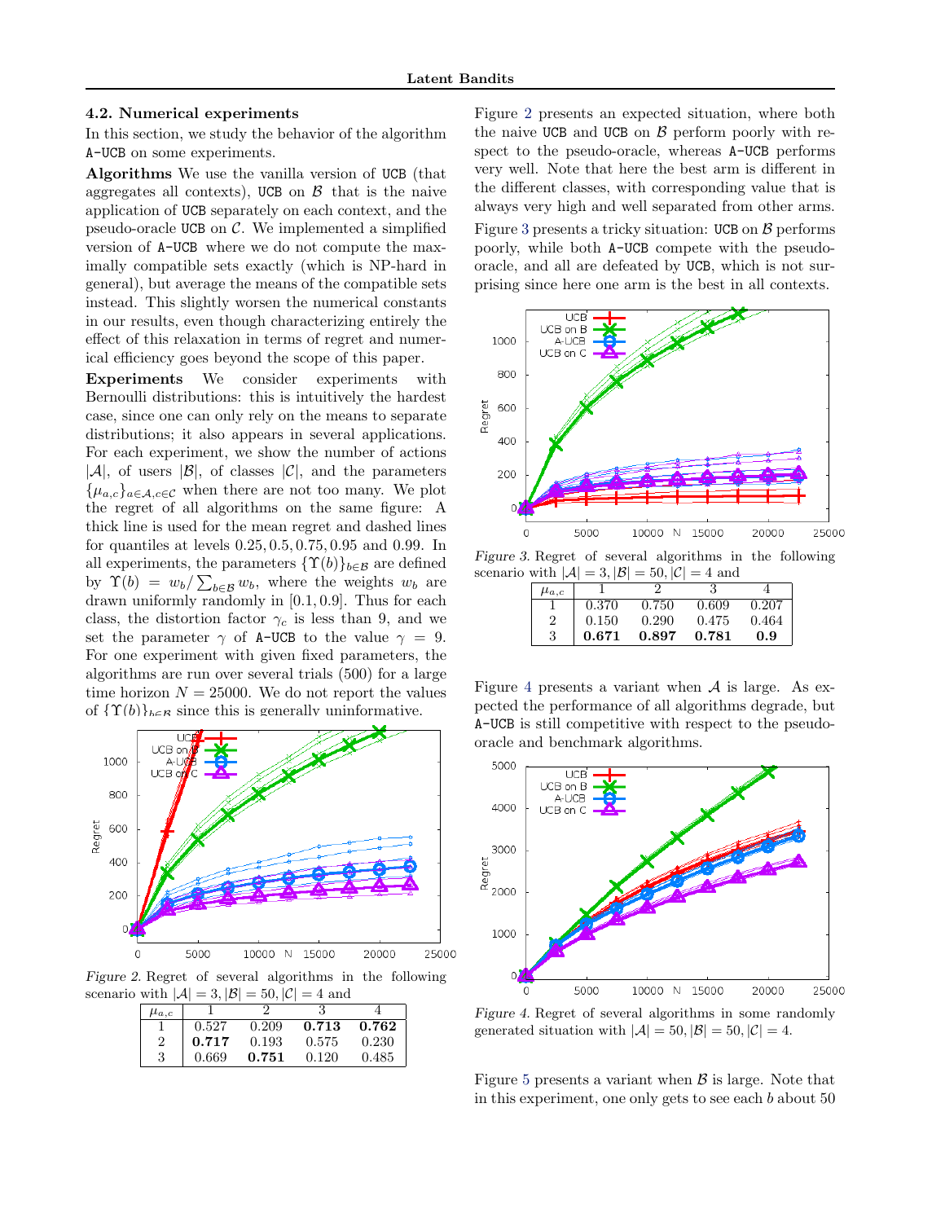## 4.2. Numerical experiments

In this section, we study the behavior of the algorithm A-UCB on some experiments.

**Algorithms** We use the vanilla version of UCB (that aggregates all contexts), UCB on $\mathcal{B}$ that is the naive application of UCB separately on each context, and the pseudo-oracle UCB on $\mathcal{C}$. We implemented a simplified version of A-UCB where we do not compute the maximally compatible sets exactly (which is NP-hard in general), but average the means of the compatible sets instead. This slightly worsen the numerical constants in our results, even though characterizing entirely the effect of this relaxation in terms of regret and numerical efficiency goes beyond the scope of this paper.

**Experiments** We consider experiments with Bernoulli distributions: this is intuitively the hardest case, since one can only rely on the means to separate distributions; it also appears in several applications. For each experiment, we show the number of actions $|\mathcal{A}|$, of users $|\mathcal{B}|$, of classes $|\mathcal{C}|$, and the parameters $\{\mu_{a,c}\}_{a\in\mathcal{A},c\in\mathcal{C}}$ when there are not too many. We plot the regret of all algorithms on the same figure: A thick line is used for the mean regret and dashed lines for quantiles at levels 0.25, 0.5, 0.75, 0.95 and 0.99. In all experiments, the parameters $\{\Upsilon(b)\}_{b\in\mathcal{B}}$ are defined by $\Upsilon(b) = w_b/\sum_{b\in\mathcal{B}} w_b$, where the weights $w_b$ are drawn uniformly randomly in [0.1, 0.9]. Thus for each class, the distortion factor $\gamma_c$ is less than 9, and we set the parameter $\gamma$ of A-UCB to the value $\gamma = 9$. For one experiment with given fixed parameters, the algorithms are run over several trials (500) for a large time horizon $N = 25000$. We do not report the values of $\{\Upsilon(b)\}_{b\in\mathcal{B}}$ since this is generally uninformative.

*Figure 2.* Regret of several algorithms in the following scenario with $|\mathcal{A}| = 3, |\mathcal{B}| = 50, |\mathcal{C}| = 4$ and

| $\mu_{a,c}$ | 1 | 2 | 3 | 4 |
|---|---|---|---|---|
| 1 | 0.527 | 0.209 | **0.713** | **0.762** |
| 2 | **0.717** | 0.193 | 0.575 | 0.230 |
| 3 | 0.669 | **0.751** | 0.120 | 0.485 |

Figure 2 presents an expected situation, where both the naive UCB and UCB on $\mathcal{B}$ perform poorly with respect to the pseudo-oracle, whereas A-UCB performs very well. Note that here the best arm is different in the different classes, with corresponding value that is always very high and well separated from other arms.

Figure 3 presents a tricky situation: UCB on $\mathcal{B}$ performs poorly, while both A-UCB compete with the pseudo-oracle, and all are defeated by UCB, which is not surprising since here one arm is the best in all contexts.

*Figure 3.* Regret of several algorithms in the following scenario with $|\mathcal{A}| = 3, |\mathcal{B}| = 50, |\mathcal{C}| = 4$ and

| $\mu_{a,c}$ | 1 | 2 | 3 | 4 |
|---|---|---|---|---|
| 1 | 0.370 | 0.750 | 0.609 | 0.207 |
| 2 | 0.150 | 0.290 | 0.475 | 0.464 |
| 3 | **0.671** | **0.897** | **0.781** | **0.9** |

Figure 4 presents a variant when $\mathcal{A}$ is large. As expected the performance of all algorithms degrade, but A-UCB is still competitive with respect to the pseudo-oracle and benchmark algorithms.

*Figure 4.* Regret of several algorithms in some randomly generated situation with $|\mathcal{A}| = 50, |\mathcal{B}| = 50, |\mathcal{C}| = 4$.

Figure 5 presents a variant when $\mathcal{B}$ is large. Note that in this experiment, one only gets to see each $b$ about 50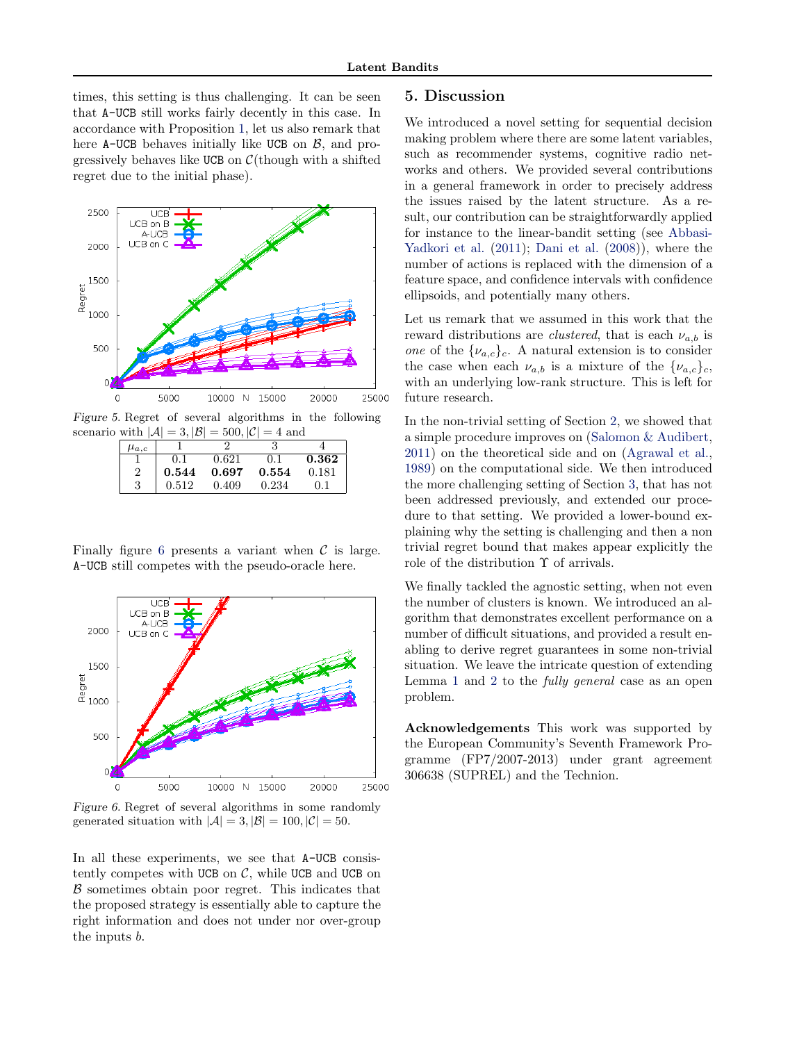times, this setting is thus challenging. It can be seen that `A-UCB` still works fairly decently in this case. In accordance with Proposition 1, let us also remark that here `A-UCB` behaves initially like `UCB` on $\mathcal{B}$, and progressively behaves like `UCB` on $\mathcal{C}$(though with a shifted regret due to the initial phase).

*Figure 5.* Regret of several algorithms in the following scenario with $|\mathcal{A}| = 3, |\mathcal{B}| = 500, |\mathcal{C}| = 4$ and

| $\mu_{a,c}$ | 1 | 2 | 3 | 4 |
|---|---|---|---|---|
| 1 | 0.1 | 0.621 | 0.1 | **0.362** |
| 2 | **0.544** | **0.697** | **0.554** | 0.181 |
| 3 | 0.512 | 0.409 | 0.234 | 0.1 |

Finally figure 6 presents a variant when $\mathcal{C}$ is large. `A-UCB` still competes with the pseudo-oracle here.

*Figure 6.* Regret of several algorithms in some randomly generated situation with $|\mathcal{A}| = 3, |\mathcal{B}| = 100, |\mathcal{C}| = 50$.

In all these experiments, we see that `A-UCB` consistently competes with `UCB` on $\mathcal{C}$, while `UCB` and `UCB` on $\mathcal{B}$ sometimes obtain poor regret. This indicates that the proposed strategy is essentially able to capture the right information and does not under nor over-group the inputs $b$.

## 5. Discussion

We introduced a novel setting for sequential decision making problem where there are some latent variables, such as recommender systems, cognitive radio networks and others. We provided several contributions in a general framework in order to precisely address the issues raised by the latent structure. As a result, our contribution can be straightforwardly applied for instance to the linear-bandit setting (see Abbasi-Yadkori et al. (2011); Dani et al. (2008)), where the number of actions is replaced with the dimension of a feature space, and confidence intervals with confidence ellipsoids, and potentially many others.

Let us remark that we assumed in this work that the reward distributions are *clustered*, that is each $\nu_{a,b}$ is *one* of the $\{\nu_{a,c}\}_c$. A natural extension is to consider the case when each $\nu_{a,b}$ is a mixture of the $\{\nu_{a,c}\}_c$, with an underlying low-rank structure. This is left for future research.

In the non-trivial setting of Section 2, we showed that a simple procedure improves on (Salomon & Audibert, 2011) on the theoretical side and on (Agrawal et al., 1989) on the computational side. We then introduced the more challenging setting of Section 3, that has not been addressed previously, and extended our procedure to that setting. We provided a lower-bound explaining why the setting is challenging and then a non trivial regret bound that makes appear explicitly the role of the distribution $\Upsilon$ of arrivals.

We finally tackled the agnostic setting, when not even the number of clusters is known. We introduced an algorithm that demonstrates excellent performance on a number of difficult situations, and provided a result enabling to derive regret guarantees in some non-trivial situation. We leave the intricate question of extending Lemma 1 and 2 to the *fully general* case as an open problem.

**Acknowledgements** This work was supported by the European Community's Seventh Framework Programme (FP7/2007-2013) under grant agreement 306638 (SUPREL) and the Technion.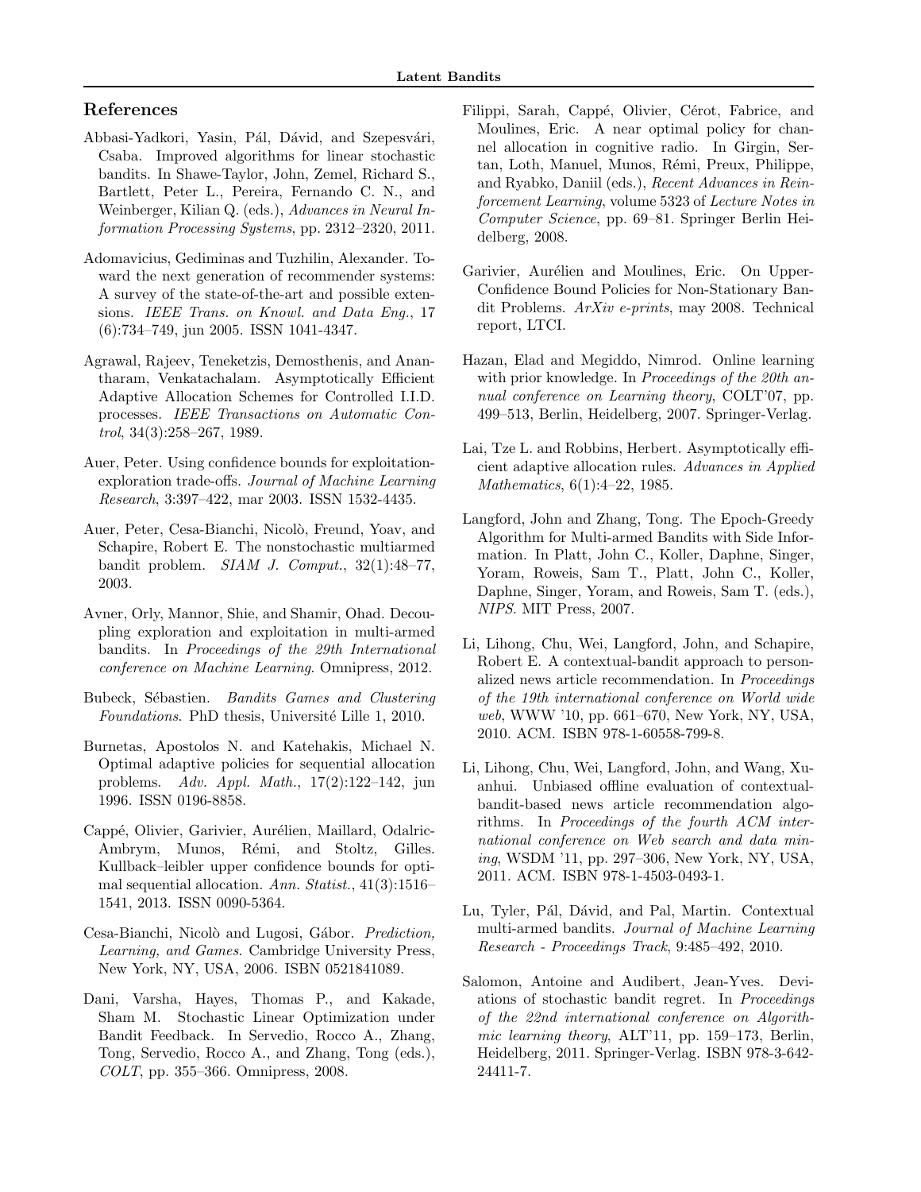## References

Abbasi-Yadkori, Yasin, Pál, Dávid, and Szepesvári, Csaba. Improved algorithms for linear stochastic bandits. In Shawe-Taylor, John, Zemel, Richard S., Bartlett, Peter L., Pereira, Fernando C. N., and Weinberger, Kilian Q. (eds.), *Advances in Neural Information Processing Systems*, pp. 2312–2320, 2011.

Adomavicius, Gediminas and Tuzhilin, Alexander. Toward the next generation of recommender systems: A survey of the state-of-the-art and possible extensions. *IEEE Trans. on Knowl. and Data Eng.*, 17 (6):734–749, jun 2005. ISSN 1041-4347.

Agrawal, Rajeev, Teneketzis, Demosthenis, and Anantharam, Venkatachalam. Asymptotically Efficient Adaptive Allocation Schemes for Controlled I.I.D. processes. *IEEE Transactions on Automatic Control*, 34(3):258–267, 1989.

Auer, Peter. Using confidence bounds for exploitation-exploration trade-offs. *Journal of Machine Learning Research*, 3:397–422, mar 2003. ISSN 1532-4435.

Auer, Peter, Cesa-Bianchi, Nicolò, Freund, Yoav, and Schapire, Robert E. The nonstochastic multiarmed bandit problem. *SIAM J. Comput.*, 32(1):48–77, 2003.

Avner, Orly, Mannor, Shie, and Shamir, Ohad. Decoupling exploration and exploitation in multi-armed bandits. In *Proceedings of the 29th International conference on Machine Learning*. Omnipress, 2012.

Bubeck, Sébastien. *Bandits Games and Clustering Foundations*. PhD thesis, Université Lille 1, 2010.

Burnetas, Apostolos N. and Katehakis, Michael N. Optimal adaptive policies for sequential allocation problems. *Adv. Appl. Math.*, 17(2):122–142, jun 1996. ISSN 0196-8858.

Cappé, Olivier, Garivier, Aurélien, Maillard, Odalric-Ambrym, Munos, Rémi, and Stoltz, Gilles. Kullback–leibler upper confidence bounds for optimal sequential allocation. *Ann. Statist.*, 41(3):1516–1541, 2013. ISSN 0090-5364.

Cesa-Bianchi, Nicolò and Lugosi, Gábor. *Prediction, Learning, and Games*. Cambridge University Press, New York, NY, USA, 2006. ISBN 0521841089.

Dani, Varsha, Hayes, Thomas P., and Kakade, Sham M. Stochastic Linear Optimization under Bandit Feedback. In Servedio, Rocco A., Zhang, Tong, Servedio, Rocco A., and Zhang, Tong (eds.), *COLT*, pp. 355–366. Omnipress, 2008.

Filippi, Sarah, Cappé, Olivier, Cérot, Fabrice, and Moulines, Eric. A near optimal policy for channel allocation in cognitive radio. In Girgin, Sertan, Loth, Manuel, Munos, Rémi, Preux, Philippe, and Ryabko, Daniil (eds.), *Recent Advances in Reinforcement Learning*, volume 5323 of *Lecture Notes in Computer Science*, pp. 69–81. Springer Berlin Heidelberg, 2008.

Garivier, Aurélien and Moulines, Eric. On Upper-Confidence Bound Policies for Non-Stationary Bandit Problems. *ArXiv e-prints*, may 2008. Technical report, LTCI.

Hazan, Elad and Megiddo, Nimrod. Online learning with prior knowledge. In *Proceedings of the 20th annual conference on Learning theory*, COLT'07, pp. 499–513, Berlin, Heidelberg, 2007. Springer-Verlag.

Lai, Tze L. and Robbins, Herbert. Asymptotically efficient adaptive allocation rules. *Advances in Applied Mathematics*, 6(1):4–22, 1985.

Langford, John and Zhang, Tong. The Epoch-Greedy Algorithm for Multi-armed Bandits with Side Information. In Platt, John C., Koller, Daphne, Singer, Yoram, Roweis, Sam T., Platt, John C., Koller, Daphne, Singer, Yoram, and Roweis, Sam T. (eds.), *NIPS*. MIT Press, 2007.

Li, Lihong, Chu, Wei, Langford, John, and Schapire, Robert E. A contextual-bandit approach to personalized news article recommendation. In *Proceedings of the 19th international conference on World wide web*, WWW '10, pp. 661–670, New York, NY, USA, 2010. ACM. ISBN 978-1-60558-799-8.

Li, Lihong, Chu, Wei, Langford, John, and Wang, Xuanhui. Unbiased offline evaluation of contextual-bandit-based news article recommendation algorithms. In *Proceedings of the fourth ACM international conference on Web search and data mining*, WSDM '11, pp. 297–306, New York, NY, USA, 2011. ACM. ISBN 978-1-4503-0493-1.

Lu, Tyler, Pál, Dávid, and Pal, Martin. Contextual multi-armed bandits. *Journal of Machine Learning Research - Proceedings Track*, 9:485–492, 2010.

Salomon, Antoine and Audibert, Jean-Yves. Deviations of stochastic bandit regret. In *Proceedings of the 22nd international conference on Algorithmic learning theory*, ALT'11, pp. 159–173, Berlin, Heidelberg, 2011. Springer-Verlag. ISBN 978-3-642-24411-7.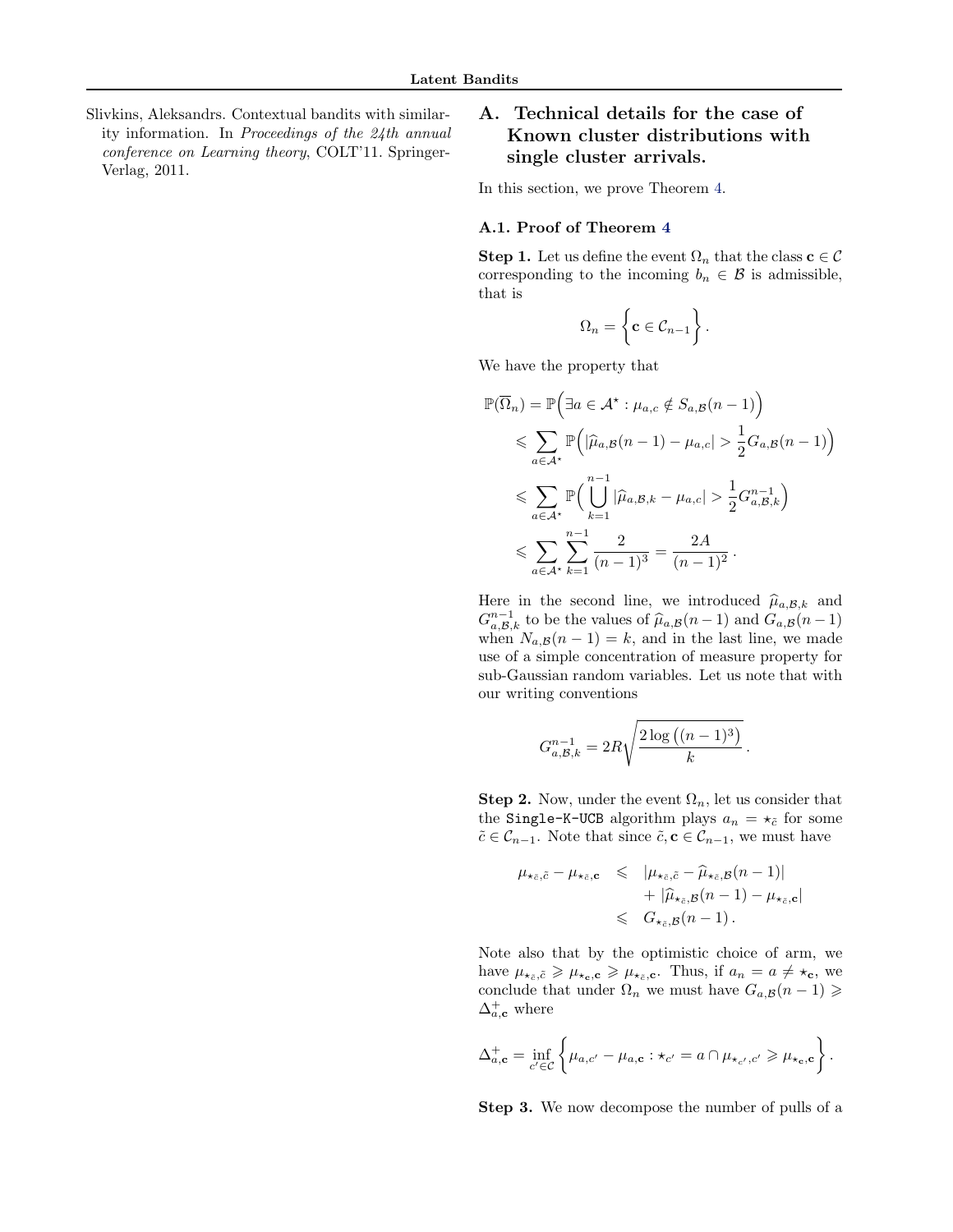Slivkins, Aleksandrs. Contextual bandits with similarity information. In *Proceedings of the 24th annual conference on Learning theory*, COLT'11. Springer-Verlag, 2011.

# A. Technical details for the case of Known cluster distributions with single cluster arrivals.

In this section, we prove Theorem 4.

## A.1. Proof of Theorem 4

**Step 1.** Let us define the event $\Omega_n$ that the class $\mathbf{c} \in \mathcal{C}$ corresponding to the incoming $b_n \in \mathcal{B}$ is admissible, that is

$$\Omega_n = \Big\{ \mathbf{c} \in \mathcal{C}_{n-1} \Big\} .$$

We have the property that

$$\begin{aligned}
\mathbb{P}(\overline{\Omega}_n) &= \mathbb{P}\Big( \exists a \in \mathcal{A}^\star : \mu_{a,c} \notin S_{a,\mathcal{B}}(n-1) \Big) \\
&\leqslant \sum_{a \in \mathcal{A}^\star} \mathbb{P}\Big( |\widehat{\mu}_{a,\mathcal{B}}(n-1) - \mu_{a,c}| > \frac{1}{2} G_{a,\mathcal{B}}(n-1) \Big) \\
&\leqslant \sum_{a \in \mathcal{A}^\star} \mathbb{P}\Big( \bigcup_{k=1}^{n-1} |\widehat{\mu}_{a,\mathcal{B},k} - \mu_{a,c}| > \frac{1}{2} G_{a,\mathcal{B},k}^{n-1} \Big) \\
&\leqslant \sum_{a \in \mathcal{A}^\star} \sum_{k=1}^{n-1} \frac{2}{(n-1)^3} = \frac{2A}{(n-1)^2} .
\end{aligned}$$

Here in the second line, we introduced $\widehat{\mu}_{a,\mathcal{B},k}$ and $G_{a,\mathcal{B},k}^{n-1}$ to be the values of $\widehat{\mu}_{a,\mathcal{B}}(n-1)$ and $G_{a,\mathcal{B}}(n-1)$ when $N_{a,\mathcal{B}}(n-1) = k$, and in the last line, we made use of a simple concentration of measure property for sub-Gaussian random variables. Let us note that with our writing conventions

$$G_{a,\mathcal{B},k}^{n-1} = 2R\sqrt{\frac{2\log\big((n-1)^3\big)}{k}} .$$

**Step 2.** Now, under the event $\Omega_n$, let us consider that the `Single-K-UCB` algorithm plays $a_n = \star_{\tilde{c}}$ for some $\tilde{c} \in \mathcal{C}_{n-1}$. Note that since $\tilde{c}, \mathbf{c} \in \mathcal{C}_{n-1}$, we must have

$$\begin{aligned}
\mu_{\star_{\tilde{c}},\tilde{c}} - \mu_{\star_{\tilde{c}},\mathbf{c}} &\leqslant |\mu_{\star_{\tilde{c}},\tilde{c}} - \widehat{\mu}_{\star_{\tilde{c}},\mathcal{B}}(n-1)| \\
&\quad + |\widehat{\mu}_{\star_{\tilde{c}},\mathcal{B}}(n-1) - \mu_{\star_{\tilde{c}},\mathbf{c}}| \\
&\leqslant G_{\star_{\tilde{c}},\mathcal{B}}(n-1) .
\end{aligned}$$

Note also that by the optimistic choice of arm, we have $\mu_{\star_{\tilde{c}},\tilde{c}} \geqslant \mu_{\star_{\mathbf{c}},\mathbf{c}} \geqslant \mu_{\star_{\tilde{c}},\mathbf{c}}$. Thus, if $a_n = a \neq \star_{\mathbf{c}}$, we conclude that under $\Omega_n$ we must have $G_{a,\mathcal{B}}(n-1) \geqslant \Delta^+_{a,\mathbf{c}}$ where

$$\Delta^+_{a,\mathbf{c}} = \inf_{c' \in \mathcal{C}} \Big\{ \mu_{a,c'} - \mu_{a,\mathbf{c}} : \star_{c'} = a \cap \mu_{\star_{c'},c'} \geqslant \mu_{\star_{\mathbf{c}},\mathbf{c}} \Big\} .$$

**Step 3.** We now decompose the number of pulls of a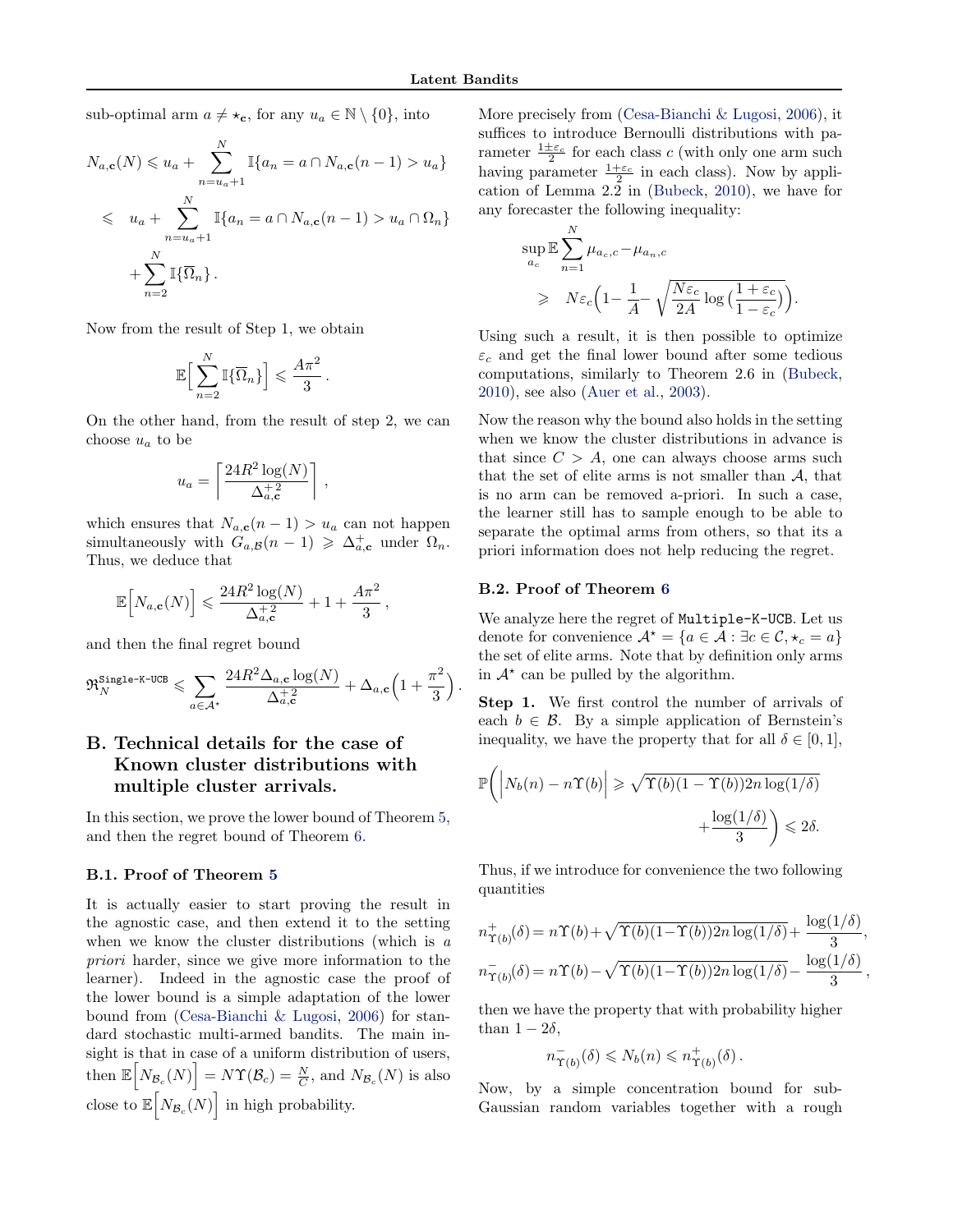sub-optimal arm $a \neq \star_{\mathbf{c}}$, for any $u_a \in \mathbb{N} \setminus \{0\}$, into

$$
\begin{aligned}
N_{a,\mathbf{c}}(N) &\leqslant u_a + \sum_{n=u_a+1}^{N} \mathbb{I}\{a_n = a \cap N_{a,\mathbf{c}}(n-1) > u_a\} \\
&\leqslant \quad u_a + \sum_{n=u_a+1}^{N} \mathbb{I}\{a_n = a \cap N_{a,\mathbf{c}}(n-1) > u_a \cap \Omega_n\} \\
&\quad + \sum_{n=2}^{N} \mathbb{I}\{\overline{\Omega}_n\}\,.
\end{aligned}
$$

Now from the result of Step 1, we obtain

$$
\mathbb{E}\Big[\sum_{n=2}^{N} \mathbb{I}\{\overline{\Omega}_n\}\Big] \leqslant \frac{A\pi^2}{3}\,.
$$

On the other hand, from the result of step 2, we can choose $u_a$ to be

$$
u_a = \left\lceil \frac{24R^2 \log(N)}{\Delta_{a,\mathbf{c}}^{+\,2}} \right\rceil\,,
$$

which ensures that $N_{a,\mathbf{c}}(n-1) > u_a$ can not happen simultaneously with $G_{a,\mathcal{B}}(n-1) \geqslant \Delta_{a,\mathbf{c}}^{+}$ under $\Omega_n$. Thus, we deduce that

$$
\mathbb{E}\Big[N_{a,\mathbf{c}}(N)\Big] \leqslant \frac{24R^2 \log(N)}{\Delta_{a,\mathbf{c}}^{+\,2}} + 1 + \frac{A\pi^2}{3}\,,
$$

and then the final regret bound

$$
\mathfrak{R}_N^{\texttt{Single-K-UCB}} \leqslant \sum_{a \in \mathcal{A}^\star} \frac{24R^2 \Delta_{a,\mathbf{c}} \log(N)}{\Delta_{a,\mathbf{c}}^{+\,2}} + \Delta_{a,\mathbf{c}}\Big(1 + \frac{\pi^2}{3}\Big)\,.
$$

# B. Technical details for the case of Known cluster distributions with multiple cluster arrivals.

In this section, we prove the lower bound of Theorem 5, and then the regret bound of Theorem 6.

## B.1. Proof of Theorem 5

It is actually easier to start proving the result in the agnostic case, and then extend it to the setting when we know the cluster distributions (which is *a priori* harder, since we give more information to the learner). Indeed in the agnostic case the proof of the lower bound is a simple adaptation of the lower bound from (Cesa-Bianchi & Lugosi, 2006) for standard stochastic multi-armed bandits. The main insight is that in case of a uniform distribution of users, then $\mathbb{E}\Big[N_{\mathcal{B}_c}(N)\Big] = N\Upsilon(\mathcal{B}_c) = \frac{N}{C}$, and $N_{\mathcal{B}_c}(N)$ is also close to $\mathbb{E}\Big[N_{\mathcal{B}_c}(N)\Big]$ in high probability.

More precisely from (Cesa-Bianchi & Lugosi, 2006), it suffices to introduce Bernoulli distributions with parameter $\frac{1\pm\varepsilon_c}{2}$ for each class $c$ (with only one arm such having parameter $\frac{1+\varepsilon_c}{2}$ in each class). Now by application of Lemma 2.2 in (Bubeck, 2010), we have for any forecaster the following inequality:

$$
\begin{aligned}
&\sup_{a_c} \mathbb{E} \sum_{n=1}^{N} \mu_{a_c,c} - \mu_{a_n,c} \\
&\quad\geqslant \quad N\varepsilon_c\Big(1 - \frac{1}{A} - \sqrt{\frac{N\varepsilon_c}{2A}\log\big(\frac{1+\varepsilon_c}{1-\varepsilon_c}\big)}\Big).
\end{aligned}
$$

Using such a result, it is then possible to optimize $\varepsilon_c$ and get the final lower bound after some tedious computations, similarly to Theorem 2.6 in (Bubeck, 2010), see also (Auer et al., 2003).

Now the reason why the bound also holds in the setting when we know the cluster distributions in advance is that since $C > A$, one can always choose arms such that the set of elite arms is not smaller than $\mathcal{A}$, that is no arm can be removed a-priori. In such a case, the learner still has to sample enough to be able to separate the optimal arms from others, so that its a priori information does not help reducing the regret.

## B.2. Proof of Theorem 6

We analyze here the regret of `Multiple-K-UCB`. Let us denote for convenience $\mathcal{A}^\star = \{a \in \mathcal{A} : \exists c \in \mathcal{C}, \star_c = a\}$ the set of elite arms. Note that by definition only arms in $\mathcal{A}^\star$ can be pulled by the algorithm.

**Step 1.** We first control the number of arrivals of each $b \in \mathcal{B}$. By a simple application of Bernstein's inequality, we have the property that for all $\delta \in [0, 1]$,

$$
\mathbb{P}\bigg(\Big|N_b(n) - n\Upsilon(b)\Big| \geqslant \sqrt{\Upsilon(b)(1-\Upsilon(b))2n\log(1/\delta)} + \frac{\log(1/\delta)}{3}\bigg) \leqslant 2\delta.
$$

Thus, if we introduce for convenience the two following quantities

$$
\begin{aligned}
n_{\Upsilon(b)}^{+}(\delta) &= n\Upsilon(b) + \sqrt{\Upsilon(b)(1-\Upsilon(b))2n\log(1/\delta)} + \frac{\log(1/\delta)}{3}, \\
n_{\Upsilon(b)}^{-}(\delta) &= n\Upsilon(b) - \sqrt{\Upsilon(b)(1-\Upsilon(b))2n\log(1/\delta)} - \frac{\log(1/\delta)}{3}\,,
\end{aligned}
$$

then we have the property that with probability higher than $1 - 2\delta$,

$$
n_{\Upsilon(b)}^{-}(\delta) \leqslant N_b(n) \leqslant n_{\Upsilon(b)}^{+}(\delta)\,.
$$

Now, by a simple concentration bound for sub-Gaussian random variables together with a rough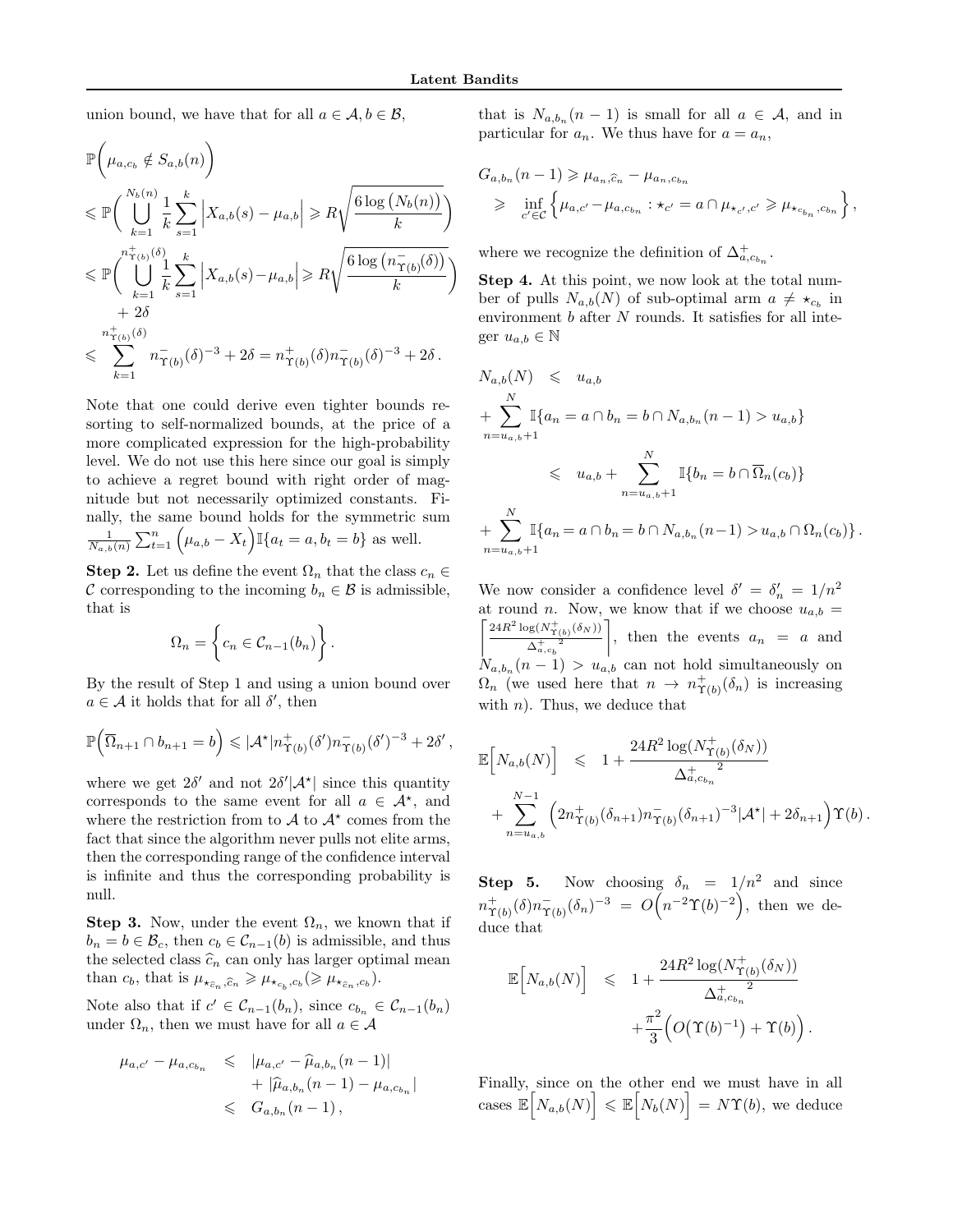union bound, we have that for all $a \in \mathcal{A}, b \in \mathcal{B}$,

$$
\begin{aligned}
&\mathbb{P}\Big(\mu_{a,c_b} \notin S_{a,b}(n)\Big) \\
&\leqslant \mathbb{P}\Big(\bigcup_{k=1}^{N_b(n)} \frac{1}{k}\sum_{s=1}^{k}\Big|X_{a,b}(s)-\mu_{a,b}\Big| \geqslant R\sqrt{\frac{6\log\big(N_b(n)\big)}{k}}\Big) \\
&\leqslant \mathbb{P}\Big(\bigcup_{k=1}^{n^+_{\Upsilon(b)}(\delta)} \frac{1}{k}\sum_{s=1}^{k}\Big|X_{a,b}(s)-\mu_{a,b}\Big| \geqslant R\sqrt{\frac{6\log\big(n^-_{\Upsilon(b)}(\delta)\big)}{k}}\Big) \\
&\quad + 2\delta \\
&\leqslant \sum_{k=1}^{n^+_{\Upsilon(b)}(\delta)} n^-_{\Upsilon(b)}(\delta)^{-3} + 2\delta = n^+_{\Upsilon(b)}(\delta) n^-_{\Upsilon(b)}(\delta)^{-3} + 2\delta\,.
\end{aligned}
$$

Note that one could derive even tighter bounds resorting to self-normalized bounds, at the price of a more complicated expression for the high-probability level. We do not use this here since our goal is simply to achieve a regret bound with right order of magnitude but not necessarily optimized constants. Finally, the same bound holds for the symmetric sum $\frac{1}{N_{a,b}(n)}\sum_{t=1}^{n}\Big(\mu_{a,b}-X_t\Big)\mathbb{I}\{a_t = a, b_t = b\}$ as well.

**Step 2.** Let us define the event $\Omega_n$ that the class $c_n \in \mathcal{C}$ corresponding to the incoming $b_n \in \mathcal{B}$ is admissible, that is

$$
\Omega_n = \Big\{ c_n \in \mathcal{C}_{n-1}(b_n) \Big\}\,.
$$

By the result of Step 1 and using a union bound over $a \in \mathcal{A}$ it holds that for all $\delta'$, then

$$
\mathbb{P}\Big(\overline{\Omega}_{n+1} \cap b_{n+1} = b\Big) \leqslant |\mathcal{A}^\star| n^+_{\Upsilon(b)}(\delta') n^-_{\Upsilon(b)}(\delta')^{-3} + 2\delta'\,,
$$

where we get $2\delta'$ and not $2\delta'|\mathcal{A}^\star|$ since this quantity corresponds to the same event for all $a \in \mathcal{A}^\star$, and where the restriction from to $\mathcal{A}$ to $\mathcal{A}^\star$ comes from the fact that since the algorithm never pulls not elite arms, then the corresponding range of the confidence interval is infinite and thus the corresponding probability is null.

**Step 3.** Now, under the event $\Omega_n$, we known that if $b_n = b \in \mathcal{B}_c$, then $c_b \in \mathcal{C}_{n-1}(b)$ is admissible, and thus the selected class $\widehat{c}_n$ can only has larger optimal mean than $c_b$, that is $\mu_{\star_{\widehat{c}_n},\widehat{c}_n} \geqslant \mu_{\star_{c_b},c_b} (\geqslant \mu_{\star_{\widehat{c}_n},c_b})$.

Note also that if $c' \in \mathcal{C}_{n-1}(b_n)$, since $c_{b_n} \in \mathcal{C}_{n-1}(b_n)$ under $\Omega_n$, then we must have for all $a \in \mathcal{A}$

$$
\begin{aligned}
\mu_{a,c'} - \mu_{a,c_{b_n}} &\leqslant |\mu_{a,c'} - \widehat{\mu}_{a,b_n}(n-1)| \\
&\quad + |\widehat{\mu}_{a,b_n}(n-1) - \mu_{a,c_{b_n}}| \\
&\leqslant G_{a,b_n}(n-1)\,,
\end{aligned}
$$

that is $N_{a,b_n}(n-1)$ is small for all $a \in \mathcal{A}$, and in particular for $a_n$. We thus have for $a = a_n$,

$$
\begin{aligned}
&G_{a,b_n}(n-1) \geqslant \mu_{a_n,\widehat{c}_n} - \mu_{a_n,c_{b_n}} \\
&\quad\geqslant \inf_{c'\in\mathcal{C}} \Big\{ \mu_{a,c'} - \mu_{a,c_{b_n}} : \star_{c'} = a \cap \mu_{\star_{c'},c'} \geqslant \mu_{\star_{c_{b_n}},c_{b_n}} \Big\}\,,
\end{aligned}
$$

where we recognize the definition of $\Delta^+_{a,c_{b_n}}$.

**Step 4.** At this point, we now look at the total number of pulls $N_{a,b}(N)$ of sub-optimal arm $a \neq \star_{c_b}$ in environment $b$ after $N$ rounds. It satisfies for all integer $u_{a,b} \in \mathbb{N}$

$$
\begin{aligned}
N_{a,b}(N) &\leqslant u_{a,b} \\
&+ \sum_{n=u_{a,b}+1}^{N} \mathbb{I}\{a_n = a \cap b_n = b \cap N_{a,b_n}(n-1) > u_{a,b}\} \\
&\leqslant u_{a,b} + \sum_{n=u_{a,b}+1}^{N} \mathbb{I}\{b_n = b \cap \overline{\Omega}_n(c_b)\} \\
&+ \sum_{n=u_{a,b}+1}^{N} \mathbb{I}\{a_n = a \cap b_n = b \cap N_{a,b_n}(n-1) > u_{a,b} \cap \Omega_n(c_b)\}\,.
\end{aligned}
$$

We now consider a confidence level $\delta' = \delta'_n = 1/n^2$ at round $n$. Now, we know that if we choose $u_{a,b} = \left\lceil \frac{24R^2\log(N^+_{\Upsilon(b)}(\delta_N))}{\Delta^+_{a,c_b}{}^2} \right\rceil$, then the events $a_n = a$ and $N_{a,b_n}(n-1) > u_{a,b}$ can not hold simultaneously on $\Omega_n$ (we used here that $n \to n^+_{\Upsilon(b)}(\delta_n)$ is increasing with $n$). Thus, we deduce that

$$
\begin{aligned}
\mathbb{E}\Big[N_{a,b}(N)\Big] &\leqslant 1 + \frac{24R^2\log(N^+_{\Upsilon(b)}(\delta_N))}{\Delta^+_{a,c_{b_n}}{}^2} \\
&+ \sum_{n=u_{a,b}}^{N-1}\Big(2n^+_{\Upsilon(b)}(\delta_{n+1}) n^-_{\Upsilon(b)}(\delta_{n+1})^{-3}|\mathcal{A}^\star| + 2\delta_{n+1}\Big)\Upsilon(b)\,.
\end{aligned}
$$

**Step 5.** Now choosing $\delta_n = 1/n^2$ and since $n^+_{\Upsilon(b)}(\delta) n^-_{\Upsilon(b)}(\delta_n)^{-3} = O\Big(n^{-2}\Upsilon(b)^{-2}\Big)$, then we deduce that

$$
\begin{aligned}
\mathbb{E}\Big[N_{a,b}(N)\Big] &\leqslant 1 + \frac{24R^2\log(N^+_{\Upsilon(b)}(\delta_N))}{\Delta^+_{a,c_{b_n}}{}^2} \\
&\quad + \frac{\pi^2}{3}\Big(O\big(\Upsilon(b)^{-1}\big) + \Upsilon(b)\Big)\,.
\end{aligned}
$$

Finally, since on the other end we must have in all cases $\mathbb{E}\Big[N_{a,b}(N)\Big] \leqslant \mathbb{E}\Big[N_b(N)\Big] = N\Upsilon(b)$, we deduce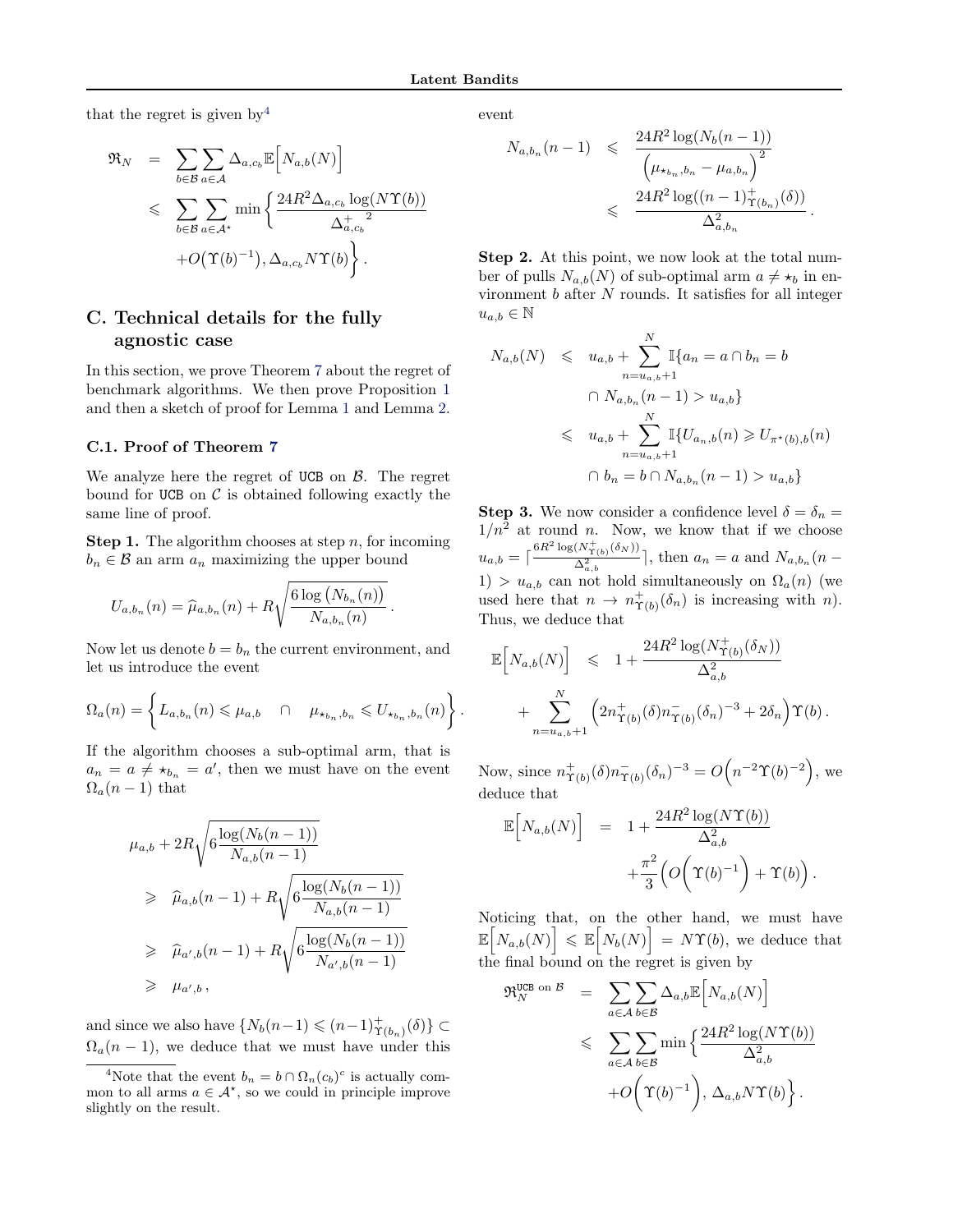that the regret is given by[4]

$$
\begin{aligned}
\mathfrak{R}_N &= \sum_{b\in\mathcal{B}}\sum_{a\in\mathcal{A}} \Delta_{a,c_b}\mathbb{E}\Big[N_{a,b}(N)\Big] \\
&\leqslant \sum_{b\in\mathcal{B}}\sum_{a\in\mathcal{A}^\star} \min\Big\{\frac{24R^2\Delta_{a,c_b}\log(N\Upsilon(b))}{\Delta_{a,c_b}^{+\,2}} \\
&\quad +O\big(\Upsilon(b)^{-1}\big), \Delta_{a,c_b}N\Upsilon(b)\Big\}.
\end{aligned}
$$

## C. Technical details for the fully agnostic case

In this section, we prove Theorem 7 about the regret of benchmark algorithms. We then prove Proposition 1 and then a sketch of proof for Lemma 1 and Lemma 2.

### C.1. Proof of Theorem 7

We analyze here the regret of UCB on $\mathcal{B}$. The regret bound for UCB on $\mathcal{C}$ is obtained following exactly the same line of proof.

**Step 1.** The algorithm chooses at step $n$, for incoming $b_n \in \mathcal{B}$ an arm $a_n$ maximizing the upper bound

$$
U_{a,b_n}(n) = \widehat{\mu}_{a,b_n}(n) + R\sqrt{\frac{6\log\big(N_{b_n}(n)\big)}{N_{a,b_n}(n)}}\,.
$$

Now let us denote $b = b_n$ the current environment, and let us introduce the event

$$
\Omega_a(n) = \Big\{ L_{a,b_n}(n) \leqslant \mu_{a,b} \quad\cap\quad \mu_{\star_{b_n},b_n} \leqslant U_{\star_{b_n},b_n}(n)\Big\}.
$$

If the algorithm chooses a sub-optimal arm, that is $a_n = a \neq \star_{b_n} = a'$, then we must have on the event $\Omega_a(n-1)$ that

$$
\begin{aligned}
&\mu_{a,b} + 2R\sqrt{6\frac{\log(N_b(n-1))}{N_{a,b}(n-1)}} \\
&\quad\geqslant \widehat{\mu}_{a,b}(n-1) + R\sqrt{6\frac{\log(N_b(n-1))}{N_{a,b}(n-1)}} \\
&\quad\geqslant \widehat{\mu}_{a',b}(n-1) + R\sqrt{6\frac{\log(N_b(n-1))}{N_{a',b}(n-1)}} \\
&\quad\geqslant \mu_{a',b}\,,
\end{aligned}
$$

and since we also have $\{N_b(n-1) \leqslant (n-1)^+_{\Upsilon(b_n)}(\delta)\} \subset \Omega_a(n-1)$, we deduce that we must have under this event

$$
\begin{aligned}
N_{a,b_n}(n-1) &\leqslant \frac{24R^2\log(N_b(n-1))}{\Big(\mu_{\star_{b_n},b_n} - \mu_{a,b_n}\Big)^2} \\
&\leqslant \frac{24R^2\log((n-1)^+_{\Upsilon(b_n)}(\delta))}{\Delta^2_{a,b_n}}\,.
\end{aligned}
$$

**Step 2.** At this point, we now look at the total number of pulls $N_{a,b}(N)$ of sub-optimal arm $a \neq \star_b$ in environment $b$ after $N$ rounds. It satisfies for all integer $u_{a,b} \in \mathbb{N}$

$$
\begin{aligned}
N_{a,b}(N) &\leqslant u_{a,b} + \sum_{n=u_{a,b}+1}^{N} \mathbb{I}\{a_n = a \cap b_n = b \\
&\qquad \cap N_{a,b_n}(n-1) > u_{a,b}\} \\
&\leqslant u_{a,b} + \sum_{n=u_{a,b}+1}^{N} \mathbb{I}\{U_{a_n,b}(n) \geqslant U_{\pi^\star(b),b}(n) \\
&\qquad \cap b_n = b \cap N_{a,b_n}(n-1) > u_{a,b}\}
\end{aligned}
$$

**Step 3.** We now consider a confidence level $\delta = \delta_n = 1/n^2$ at round $n$. Now, we know that if we choose $u_{a,b} = \lceil\frac{6R^2\log(N^+_{\Upsilon(b)}(\delta_N))}{\Delta^2_{a,b}}\rceil$, then $a_n = a$ and $N_{a,b_n}(n-1) > u_{a,b}$ can not hold simultaneously on $\Omega_a(n)$ (we used here that $n \to n^+_{\Upsilon(b)}(\delta_n)$ is increasing with $n$). Thus, we deduce that

$$
\begin{aligned}
\mathbb{E}\Big[N_{a,b}(N)\Big] &\leqslant 1 + \frac{24R^2\log(N^+_{\Upsilon(b)}(\delta_N))}{\Delta^2_{a,b}} \\
&\quad + \sum_{n=u_{a,b}+1}^{N}\Big(2n^+_{\Upsilon(b)}(\delta)n^-_{\Upsilon(b)}(\delta_n)^{-3} + 2\delta_n\Big)\Upsilon(b)\,.
\end{aligned}
$$

Now, since $n^+_{\Upsilon(b)}(\delta)n^-_{\Upsilon(b)}(\delta_n)^{-3} = O\Big(n^{-2}\Upsilon(b)^{-2}\Big)$, we deduce that

$$
\begin{aligned}
\mathbb{E}\Big[N_{a,b}(N)\Big] &= 1 + \frac{24R^2\log(N\Upsilon(b))}{\Delta^2_{a,b}} \\
&\quad + \frac{\pi^2}{3}\Big(O\Big(\Upsilon(b)^{-1}\Big) + \Upsilon(b)\Big)\,.
\end{aligned}
$$

Noticing that, on the other hand, we must have $\mathbb{E}\Big[N_{a,b}(N)\Big] \leqslant \mathbb{E}\Big[N_b(N)\Big] = N\Upsilon(b)$, we deduce that the final bound on the regret is given by

$$
\begin{aligned}
\mathfrak{R}_N^{\texttt{UCB on }\mathcal{B}} &= \sum_{a\in\mathcal{A}}\sum_{b\in\mathcal{B}}\Delta_{a,b}\mathbb{E}\Big[N_{a,b}(N)\Big] \\
&\leqslant \sum_{a\in\mathcal{A}}\sum_{b\in\mathcal{B}}\min\Big\{\frac{24R^2\log(N\Upsilon(b))}{\Delta^2_{a,b}} \\
&\quad +O\Big(\Upsilon(b)^{-1}\Big),\, \Delta_{a,b}N\Upsilon(b)\Big\}.
\end{aligned}
$$

---

[4] Note that the event $b_n = b \cap \Omega_n(c_b)^c$ is actually common to all arms $a \in \mathcal{A}^\star$, so we could in principle improve slightly on the result.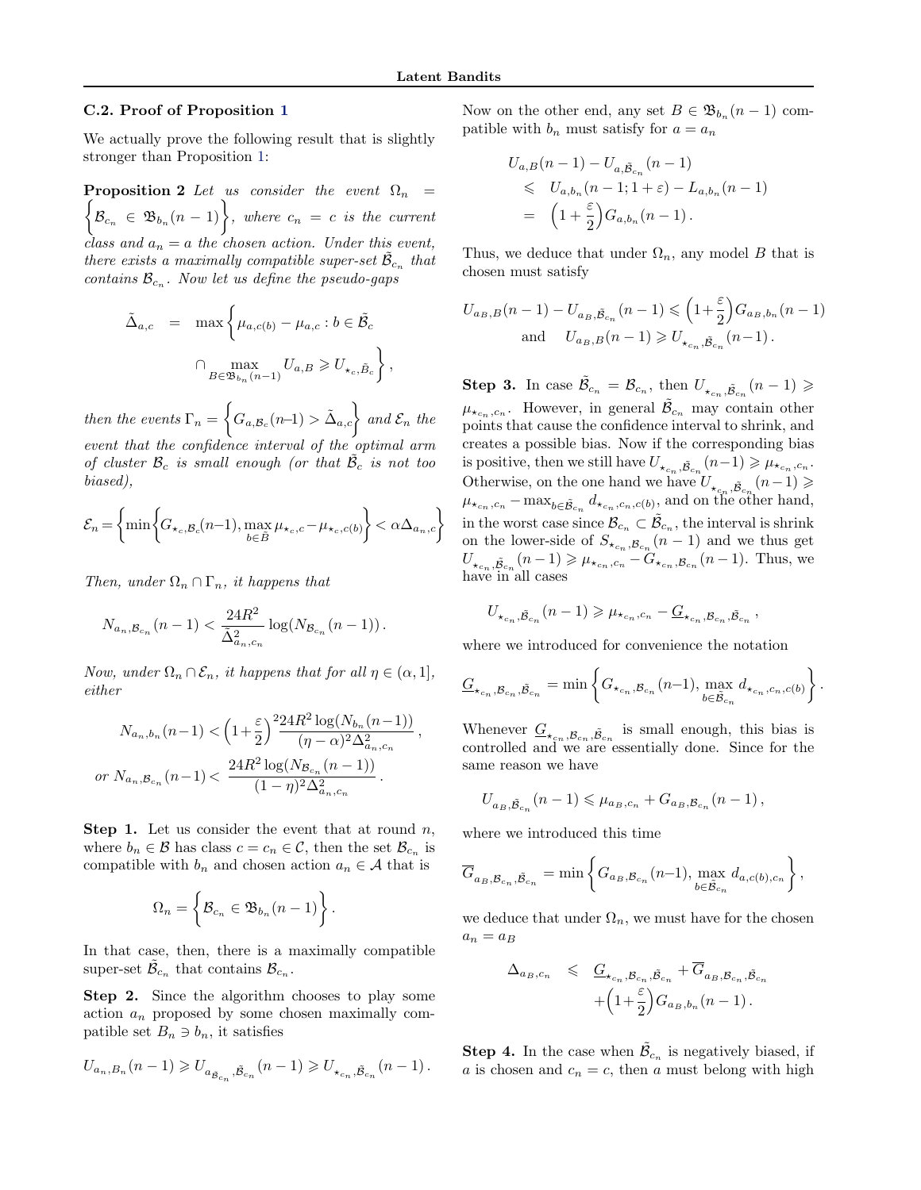### C.2. Proof of Proposition 1

We actually prove the following result that is slightly stronger than Proposition 1:

**Proposition 2** *Let us consider the event* $\Omega_n = \left\{\mathcal{B}_{c_n} \in \mathfrak{B}_{b_n}(n-1)\right\}$, *where* $c_n = c$ *is the current class and* $a_n = a$ *the chosen action. Under this event, there exists a maximally compatible super-set* $\tilde{\mathcal{B}}_{c_n}$ *that contains* $\mathcal{B}_{c_n}$. *Now let us define the pseudo-gaps*

$$\tilde{\Delta}_{a,c} = \max\Big\{\mu_{a,c(b)} - \mu_{a,c} : b \in \tilde{\mathcal{B}}_c \cap \max_{B\in\mathfrak{B}_{b_n}(n-1)} U_{a,B} \geqslant U_{\star_c,\tilde{B}_c}\Big\},$$

*then the events* $\Gamma_n = \left\{G_{a,\mathcal{B}_c}(n-1) > \tilde{\Delta}_{a,c}\right\}$ *and* $\mathcal{E}_n$ *the event that the confidence interval of the optimal arm of cluster* $\mathcal{B}_c$ *is small enough (or that* $\tilde{\mathcal{B}}_c$ *is not too biased),*

$$\mathcal{E}_n = \left\{\min\Big\{G_{\star_c,\mathcal{B}_c}(n-1), \max_{b\in\tilde{B}}\mu_{\star_c,c} - \mu_{\star_c,c(b)}\Big\} < \alpha\Delta_{a_n,c}\right\}$$

*Then, under* $\Omega_n \cap \Gamma_n$, *it happens that*

$$N_{a_n,\mathcal{B}_{c_n}}(n-1) < \frac{24R^2}{\tilde{\Delta}^2_{a_n,c_n}}\log(N_{\mathcal{B}_{c_n}}(n-1)).$$

*Now, under* $\Omega_n \cap \mathcal{E}_n$, *it happens that for all* $\eta \in (\alpha, 1]$, *either*

$$N_{a_n,b_n}(n-1) < \Big(1+\frac{\varepsilon}{2}\Big)^2 \frac{24R^2\log(N_{b_n}(n-1))}{(\eta-\alpha)^2\Delta^2_{a_n,c_n}},$$
$$\text{or } N_{a_n,\mathcal{B}_{c_n}}(n-1) < \frac{24R^2\log(N_{\mathcal{B}_{c_n}}(n-1))}{(1-\eta)^2\Delta^2_{a_n,c_n}}.$$

**Step 1.** Let us consider the event that at round $n$, where $b_n \in \mathcal{B}$ has class $c = c_n \in \mathcal{C}$, then the set $\mathcal{B}_{c_n}$ is compatible with $b_n$ and chosen action $a_n \in \mathcal{A}$ that is

$$\Omega_n = \left\{\mathcal{B}_{c_n} \in \mathfrak{B}_{b_n}(n-1)\right\}.$$

In that case, then, there is a maximally compatible super-set $\tilde{\mathcal{B}}_{c_n}$ that contains $\mathcal{B}_{c_n}$.

**Step 2.** Since the algorithm chooses to play some action $a_n$ proposed by some chosen maximally compatible set $B_n \ni b_n$, it satisfies

$$U_{a_n,B_n}(n-1) \geqslant U_{a_{\tilde{\mathcal{B}}_{c_n}},\tilde{\mathcal{B}}_{c_n}}(n-1) \geqslant U_{\star_{c_n},\tilde{\mathcal{B}}_{c_n}}(n-1).$$

Now on the other end, any set $B \in \mathfrak{B}_{b_n}(n-1)$ compatible with $b_n$ must satisfy for $a = a_n$

$$\begin{aligned}
&U_{a,B}(n-1) - U_{a,\tilde{\mathcal{B}}_{c_n}}(n-1) \\
&\leqslant U_{a,b_n}(n-1;1+\varepsilon) - L_{a,b_n}(n-1) \\
&= \Big(1+\frac{\varepsilon}{2}\Big)G_{a,b_n}(n-1).
\end{aligned}$$

Thus, we deduce that under $\Omega_n$, any model $B$ that is chosen must satisfy

$$U_{a_B,B}(n-1) - U_{a_B,\tilde{\mathcal{B}}_{c_n}}(n-1) \leqslant \Big(1+\frac{\varepsilon}{2}\Big)G_{a_B,b_n}(n-1)$$
$$\text{and} \quad U_{a_B,B}(n-1) \geqslant U_{\star_{c_n},\tilde{\mathcal{B}}_{c_n}}(n-1).$$

**Step 3.** In case $\tilde{\mathcal{B}}_{c_n} = \mathcal{B}_{c_n}$, then $U_{\star_{c_n},\tilde{\mathcal{B}}_{c_n}}(n-1) \geqslant \mu_{\star_{c_n},c_n}$. However, in general $\tilde{\mathcal{B}}_{c_n}$ may contain other points that cause the confidence interval to shrink, and creates a possible bias. Now if the corresponding bias is positive, then we still have $U_{\star_{c_n},\tilde{\mathcal{B}}_{c_n}}(n-1) \geqslant \mu_{\star_{c_n},c_n}$. Otherwise, on the one hand we have $U_{\star_{c_n},\tilde{\mathcal{B}}_{c_n}}(n-1) \geqslant \mu_{\star_{c_n},c_n} - \max_{b\in\tilde{\mathcal{B}}_{c_n}} d_{\star_{c_n},c_n,c(b)}$, and on the other hand, in the worst case since $\mathcal{B}_{c_n} \subset \tilde{\mathcal{B}}_{c_n}$, the interval is shrink on the lower-side of $S_{\star_{c_n},\mathcal{B}_{c_n}}(n-1)$ and we thus get $U_{\star_{c_n},\tilde{\mathcal{B}}_{c_n}}(n-1) \geqslant \mu_{\star_{c_n},c_n} - G_{\star_{c_n},\mathcal{B}_{c_n}}(n-1)$. Thus, we have in all cases

$$U_{\star_{c_n},\tilde{\mathcal{B}}_{c_n}}(n-1) \geqslant \mu_{\star_{c_n},c_n} - \underline{G}_{\star_{c_n},\mathcal{B}_{c_n},\tilde{\mathcal{B}}_{c_n}},$$

where we introduced for convenience the notation

$$\underline{G}_{\star_{c_n},\mathcal{B}_{c_n},\tilde{\mathcal{B}}_{c_n}} = \min\left\{G_{\star_{c_n},\mathcal{B}_{c_n}}(n-1), \max_{b\in\tilde{\mathcal{B}}_{c_n}} d_{\star_{c_n},c_n,c(b)}\right\}.$$

Whenever $\underline{G}_{\star_{c_n},\mathcal{B}_{c_n},\tilde{\mathcal{B}}_{c_n}}$ is small enough, this bias is controlled and we are essentially done. Since for the same reason we have

$$U_{a_B,\tilde{\mathcal{B}}_{c_n}}(n-1) \leqslant \mu_{a_B,c_n} + G_{a_B,\mathcal{B}_{c_n}}(n-1),$$

where we introduced this time

$$\overline{G}_{a_B,\mathcal{B}_{c_n},\tilde{\mathcal{B}}_{c_n}} = \min\left\{G_{a_B,\mathcal{B}_{c_n}}(n-1), \max_{b\in\tilde{\mathcal{B}}_{c_n}} d_{a,c(b),c_n}\right\},$$

we deduce that under $\Omega_n$, we must have for the chosen $a_n = a_B$

$$\begin{aligned}
\Delta_{a_B,c_n} \leqslant\ & \underline{G}_{\star_{c_n},\mathcal{B}_{c_n},\tilde{\mathcal{B}}_{c_n}} + \overline{G}_{a_B,\mathcal{B}_{c_n},\tilde{\mathcal{B}}_{c_n}} \\
&+\Big(1+\frac{\varepsilon}{2}\Big)G_{a_B,b_n}(n-1).
\end{aligned}$$

**Step 4.** In the case when $\tilde{\mathcal{B}}_{c_n}$ is negatively biased, if $a$ is chosen and $c_n = c$, then $a$ must belong with high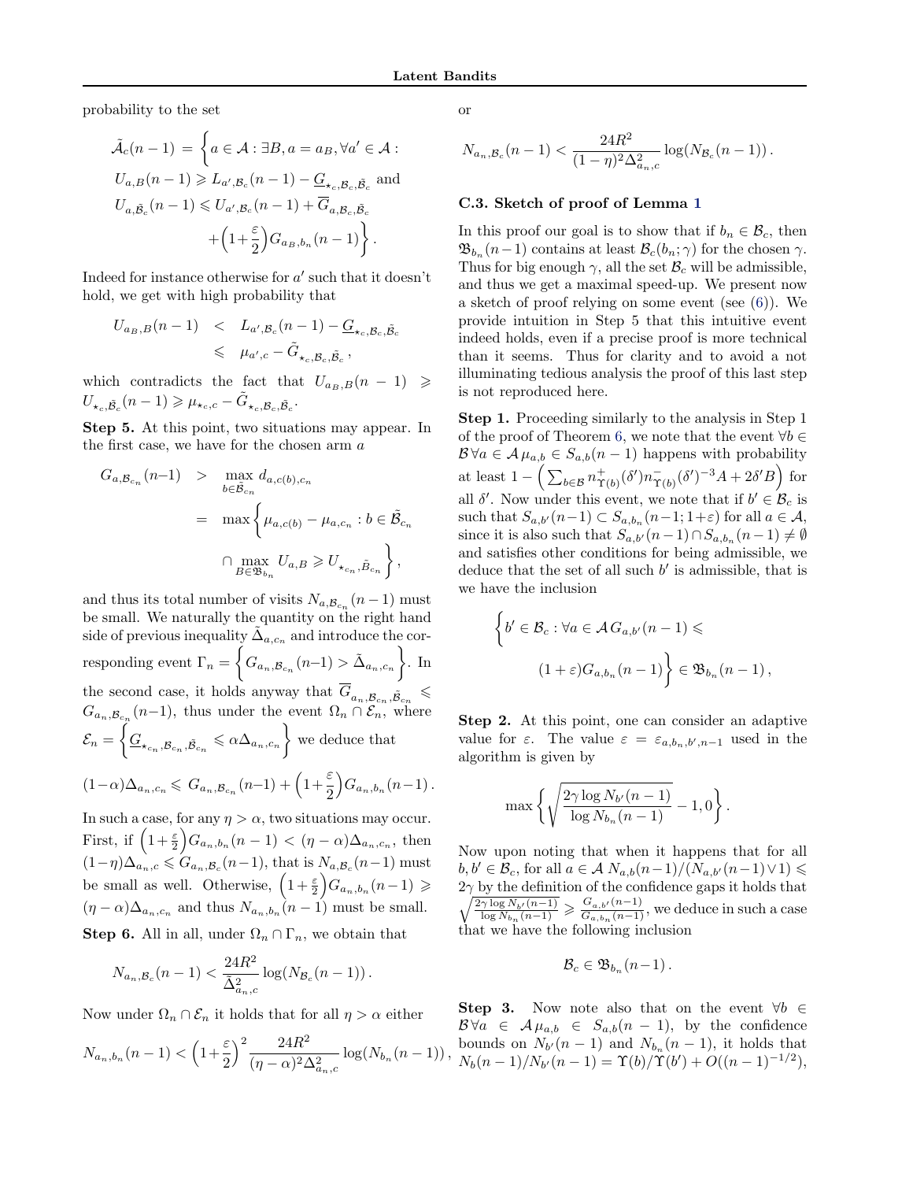probability to the set

$$\tilde{\mathcal{A}}_c(n-1) = \bigg\{ a \in \mathcal{A} : \exists B, a = a_B, \forall a' \in \mathcal{A} : U_{a,B}(n-1) \geqslant L_{a',\mathcal{B}_c}(n-1) - \underline{G}_{\star_c,\mathcal{B}_c,\tilde{\mathcal{B}}_c} \text{ and } U_{a,\tilde{\mathcal{B}}_c}(n-1) \leqslant U_{a',\mathcal{B}_c}(n-1) + \overline{G}_{a,\mathcal{B}_c,\tilde{\mathcal{B}}_c} + \Big(1+\frac{\varepsilon}{2}\Big) G_{a_B,b_n}(n-1) \bigg\}.$$

Indeed for instance otherwise for $a'$ such that it doesn't hold, we get with high probability that

$$\begin{aligned} U_{a_B,B}(n-1) &< L_{a',\mathcal{B}_c}(n-1) - \underline{G}_{\star_c,\mathcal{B}_c,\tilde{\mathcal{B}}_c} \\ &\leqslant \mu_{a',c} - \tilde{G}_{\star_c,\mathcal{B}_c,\tilde{\mathcal{B}}_c}, \end{aligned}$$

which contradicts the fact that $U_{a_B,B}(n-1) \geqslant U_{\star_c,\tilde{\mathcal{B}}_c}(n-1) \geqslant \mu_{\star_c,c} - \tilde{G}_{\star_c,\mathcal{B}_c,\tilde{\mathcal{B}}_c}$.

**Step 5.** At this point, two situations may appear. In the first case, we have for the chosen arm $a$

$$\begin{aligned} G_{a,\mathcal{B}_{c_n}}(n-1) &> \max_{b \in \tilde{\mathcal{B}}_{c_n}} d_{a,c(b),c_n} \\ &= \max \bigg\{ \mu_{a,c(b)} - \mu_{a,c_n} : b \in \tilde{\mathcal{B}}_{c_n} \cap \max_{B \in \mathfrak{B}_{b_n}} U_{a,B} \geqslant U_{\star_{c_n},\tilde{B}_{c_n}} \bigg\}, \end{aligned}$$

and thus its total number of visits $N_{a,\mathcal{B}_{c_n}}(n-1)$ must be small. We naturally the quantity on the right hand side of previous inequality $\tilde{\Delta}_{a,c_n}$ and introduce the corresponding event $\Gamma_n = \Big\{ G_{a_n,\mathcal{B}_{c_n}}(n-1) > \tilde{\Delta}_{a_n,c_n} \Big\}$. In the second case, it holds anyway that $\overline{G}_{a_n,\mathcal{B}_{c_n},\tilde{\mathcal{B}}_{c_n}} \leqslant G_{a_n,\mathcal{B}_{c_n}}(n-1)$, thus under the event $\Omega_n \cap \mathcal{E}_n$, where $\mathcal{E}_n = \Big\{ \underline{G}_{\star_{c_n},\mathcal{B}_{c_n},\tilde{\mathcal{B}}_{c_n}} \leqslant \alpha \Delta_{a_n,c_n} \Big\}$ we deduce that

$$(1-\alpha)\Delta_{a_n,c_n} \leqslant G_{a_n,\mathcal{B}_{c_n}}(n-1) + \Big(1+\frac{\varepsilon}{2}\Big) G_{a_n,b_n}(n-1).$$

In such a case, for any $\eta > \alpha$, two situations may occur. First, if $\Big(1+\frac{\varepsilon}{2}\Big) G_{a_n,b_n}(n-1) < (\eta-\alpha)\Delta_{a_n,c_n}$, then $(1-\eta)\Delta_{a_n,c} \leqslant G_{a_n,\mathcal{B}_c}(n-1)$, that is $N_{a,\mathcal{B}_c}(n-1)$ must be small as well. Otherwise, $\Big(1+\frac{\varepsilon}{2}\Big) G_{a_n,b_n}(n-1) \geqslant (\eta-\alpha)\Delta_{a_n,c_n}$ and thus $N_{a_n,b_n}(n-1)$ must be small.

**Step 6.** All in all, under $\Omega_n \cap \Gamma_n$, we obtain that

$$N_{a_n,\mathcal{B}_c}(n-1) < \frac{24R^2}{\tilde{\Delta}^2_{a_n,c}} \log(N_{\mathcal{B}_c}(n-1)).$$

Now under $\Omega_n \cap \mathcal{E}_n$ it holds that for all $\eta > \alpha$ either

$$N_{a_n,b_n}(n-1) < \Big(1+\frac{\varepsilon}{2}\Big)^2 \frac{24R^2}{(\eta-\alpha)^2\Delta^2_{a_n,c}} \log(N_{b_n}(n-1)),$$

or

$$N_{a_n,\mathcal{B}_c}(n-1) < \frac{24R^2}{(1-\eta)^2\Delta^2_{a_n,c}} \log(N_{\mathcal{B}_c}(n-1)).$$

### C.3. Sketch of proof of Lemma 1

In this proof our goal is to show that if $b_n \in \mathcal{B}_c$, then $\mathfrak{B}_{b_n}(n-1)$ contains at least $\mathcal{B}_c(b_n;\gamma)$ for the chosen $\gamma$. Thus for big enough $\gamma$, all the set $\mathcal{B}_c$ will be admissible, and thus we get a maximal speed-up. We present now a sketch of proof relying on some event (see (6)). We provide intuition in Step 5 that this intuitive event indeed holds, even if a precise proof is more technical than it seems. Thus for clarity and to avoid a not illuminating tedious analysis the proof of this last step is not reproduced here.

**Step 1.** Proceeding similarly to the analysis in Step 1 of the proof of Theorem 6, we note that the event $\forall b \in \mathcal{B} \forall a \in \mathcal{A}\, \mu_{a,b} \in S_{a,b}(n-1)$ happens with probability at least $1 - \Big( \sum_{b\in\mathcal{B}} n^+_{\Upsilon(b)}(\delta') n^-_{\Upsilon(b)}(\delta')^{-3} A + 2\delta' B \Big)$ for all $\delta'$. Now under this event, we note that if $b' \in \mathcal{B}_c$ is such that $S_{a,b'}(n-1) \subset S_{a,b_n}(n-1;1+\varepsilon)$ for all $a \in \mathcal{A}$, since it is also such that $S_{a,b'}(n-1) \cap S_{a,b_n}(n-1) \neq \emptyset$ and satisfies other conditions for being admissible, we deduce that the set of all such $b'$ is admissible, that is we have the inclusion

$$\Big\{ b' \in \mathcal{B}_c : \forall a \in \mathcal{A}\, G_{a,b'}(n-1) \leqslant (1+\varepsilon) G_{a,b_n}(n-1) \Big\} \in \mathfrak{B}_{b_n}(n-1),$$

**Step 2.** At this point, one can consider an adaptive value for $\varepsilon$. The value $\varepsilon = \varepsilon_{a,b_n,b',n-1}$ used in the algorithm is given by

$$\max\bigg\{ \sqrt{\frac{2\gamma \log N_{b'}(n-1)}{\log N_{b_n}(n-1)}} - 1, 0 \bigg\}.$$

Now upon noting that when it happens that for all $b, b' \in \mathcal{B}_c$, for all $a \in \mathcal{A}$ $N_{a,b}(n-1)/(N_{a,b'}(n-1) \vee 1) \leqslant 2\gamma$ by the definition of the confidence gaps it holds that $\sqrt{\frac{2\gamma \log N_{b'}(n-1)}{\log N_{b_n}(n-1)}} \geqslant \frac{G_{a,b'}(n-1)}{G_{a,b_n}(n-1)}$, we deduce in such a case that we have the following inclusion

$$\mathcal{B}_c \in \mathfrak{B}_{b_n}(n-1).$$

**Step 3.** Now note also that on the event $\forall b \in \mathcal{B} \forall a \in \mathcal{A}\, \mu_{a,b} \in S_{a,b}(n-1)$, by the confidence bounds on $N_{b'}(n-1)$ and $N_{b_n}(n-1)$, it holds that $N_b(n-1)/N_{b'}(n-1) = \Upsilon(b)/\Upsilon(b') + O((n-1)^{-1/2})$,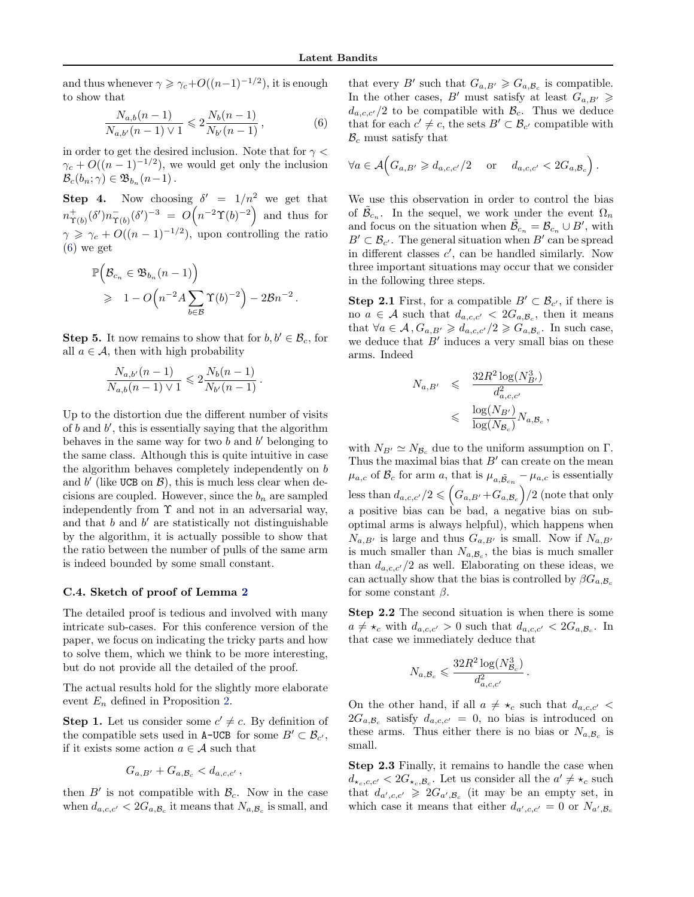and thus whenever $\gamma \geqslant \gamma_c + O((n-1)^{-1/2})$, it is enough to show that

$$\frac{N_{a,b}(n-1)}{N_{a,b'}(n-1) \vee 1} \leqslant 2\frac{N_b(n-1)}{N_{b'}(n-1)}\,, \tag{6}$$

in order to get the desired inclusion. Note that for $\gamma < \gamma_c + O((n-1)^{-1/2})$, we would get only the inclusion $\mathcal{B}_c(b_n;\gamma) \in \mathfrak{B}_{b_n}(n-1)$.

**Step 4.** Now choosing $\delta' = 1/n^2$ we get that $n^+_{\Upsilon(b)}(\delta') n^-_{\Upsilon(b)}(\delta')^{-3} = O\Big(n^{-2}\Upsilon(b)^{-2}\Big)$ and thus for $\gamma \geqslant \gamma_c + O((n-1)^{-1/2})$, upon controlling the ratio (6) we get

$$\begin{aligned}\mathbb{P}\Big(&\mathcal{B}_{c_n} \in \mathfrak{B}_{b_n}(n-1)\Big)\\ &\geqslant\; 1 - O\Big(n^{-2} A \sum_{b\in\mathcal{B}} \Upsilon(b)^{-2}\Big) - 2\mathcal{B}n^{-2}\,.\end{aligned}$$

**Step 5.** It now remains to show that for $b, b' \in \mathcal{B}_c$, for all $a \in \mathcal{A}$, then with high probability

$$\frac{N_{a,b'}(n-1)}{N_{a,b}(n-1) \vee 1} \leqslant 2\frac{N_b(n-1)}{N_{b'}(n-1)}\,.$$

Up to the distortion due the different number of visits of $b$ and $b'$, this is essentially saying that the algorithm behaves in the same way for two $b$ and $b'$ belonging to the same class. Although this is quite intuitive in case the algorithm behaves completely independently on $b$ and $b'$ (like UCB on $\mathcal{B}$), this is much less clear when decisions are coupled. However, since the $b_n$ are sampled independently from $\Upsilon$ and not in an adversarial way, and that $b$ and $b'$ are statistically not distinguishable by the algorithm, it is actually possible to show that the ratio between the number of pulls of the same arm is indeed bounded by some small constant.

### C.4. Sketch of proof of Lemma 2

The detailed proof is tedious and involved with many intricate sub-cases. For this conference version of the paper, we focus on indicating the tricky parts and how to solve them, which we think to be more interesting, but do not provide all the detailed of the proof.

The actual results hold for the slightly more elaborate event $E_n$ defined in Proposition 2.

**Step 1.** Let us consider some $c' \neq c$. By definition of the compatible sets used in A-UCB for some $B' \subset \mathcal{B}_{c'}$, if it exists some action $a \in \mathcal{A}$ such that

$$G_{a,B'} + G_{a,\mathcal{B}_c} < d_{a,c,c'}\,,$$

then $B'$ is not compatible with $\mathcal{B}_c$. Now in the case when $d_{a,c,c'} < 2G_{a,\mathcal{B}_c}$ it means that $N_{a,\mathcal{B}_c}$ is small, and that every $B'$ such that $G_{a,B'} \geqslant G_{a,\mathcal{B}_c}$ is compatible. In the other cases, $B'$ must satisfy at least $G_{a,B'} \geqslant d_{a,c,c'}/2$ to be compatible with $\mathcal{B}_c$. Thus we deduce that for each $c' \neq c$, the sets $B' \subset \mathcal{B}_{c'}$ compatible with $\mathcal{B}_c$ must satisfy that

$$\forall a \in \mathcal{A}\Big(G_{a,B'} \geqslant d_{a,c,c'}/2 \quad \text{or} \quad d_{a,c,c'} < 2G_{a,\mathcal{B}_c}\Big)\,.$$

We use this observation in order to control the bias of $\tilde{\mathcal{B}}_{c_n}$. In the sequel, we work under the event $\Omega_n$ and focus on the situation when $\tilde{\mathcal{B}}_{c_n} = \mathcal{B}_{c_n} \cup B'$, with $B' \subset \mathcal{B}_{c'}$. The general situation when $B'$ can be spread in different classes $c'$, can be handled similarly. Now three important situations may occur that we consider in the following three steps.

**Step 2.1** First, for a compatible $B' \subset \mathcal{B}_{c'}$, if there is no $a \in \mathcal{A}$ such that $d_{a,c,c'} < 2G_{a,\mathcal{B}_c}$, then it means that $\forall a \in \mathcal{A}\,, G_{a,B'} \geqslant d_{a,c,c'}/2 \geqslant G_{a,\mathcal{B}_c}$. In such case, we deduce that $B'$ induces a very small bias on these arms. Indeed

$$\begin{aligned} N_{a,B'} &\leqslant \frac{32R^2\log(N^3_{B'})}{d^2_{a,c,c'}}\\ &\leqslant \frac{\log(N_{B'})}{\log(N_{\mathcal{B}_c})} N_{a,\mathcal{B}_c}\,,\end{aligned}$$

with $N_{B'} \simeq N_{\mathcal{B}_c}$ due to the uniform assumption on $\Gamma$. Thus the maximal bias that $B'$ can create on the mean $\mu_{a,c}$ of $\mathcal{B}_c$ for arm $a$, that is $\mu_{a,\tilde{\mathcal{B}}_{c_n}} - \mu_{a,c}$ is essentially less than $d_{a,c,c'}/2 \leqslant \Big(G_{a,B'} + G_{a,\mathcal{B}_c}\Big)/2$ (note that only a positive bias can be bad, a negative bias on sub-optimal arms is always helpful), which happens when $N_{a,B'}$ is large and thus $G_{a,B'}$ is small. Now if $N_{a,B'}$ is much smaller than $N_{a,\mathcal{B}_c}$, the bias is much smaller than $d_{a,c,c'}/2$ as well. Elaborating on these ideas, we can actually show that the bias is controlled by $\beta G_{a,\mathcal{B}_c}$ for some constant $\beta$.

**Step 2.2** The second situation is when there is some $a \neq \star_c$ with $d_{a,c,c'} > 0$ such that $d_{a,c,c'} < 2G_{a,\mathcal{B}_c}$. In that case we immediately deduce that

$$N_{a,\mathcal{B}_c} \leqslant \frac{32R^2\log(N^3_{\mathcal{B}_c})}{d^2_{a,c,c'}}\,.$$

On the other hand, if all $a \neq \star_c$ such that $d_{a,c,c'} < 2G_{a,\mathcal{B}_c}$ satisfy $d_{a,c,c'} = 0$, no bias is introduced on these arms. Thus either there is no bias or $N_{a,\mathcal{B}_c}$ is small.

**Step 2.3** Finally, it remains to handle the case when $d_{\star_c,c,c'} < 2G_{\star_c,\mathcal{B}_c}$. Let us consider all the $a' \neq \star_c$ such that $d_{a',c,c'} \geqslant 2G_{a',\mathcal{B}_c}$ (it may be an empty set, in which case it means that either $d_{a',c,c'} = 0$ or $N_{a',\mathcal{B}_c}$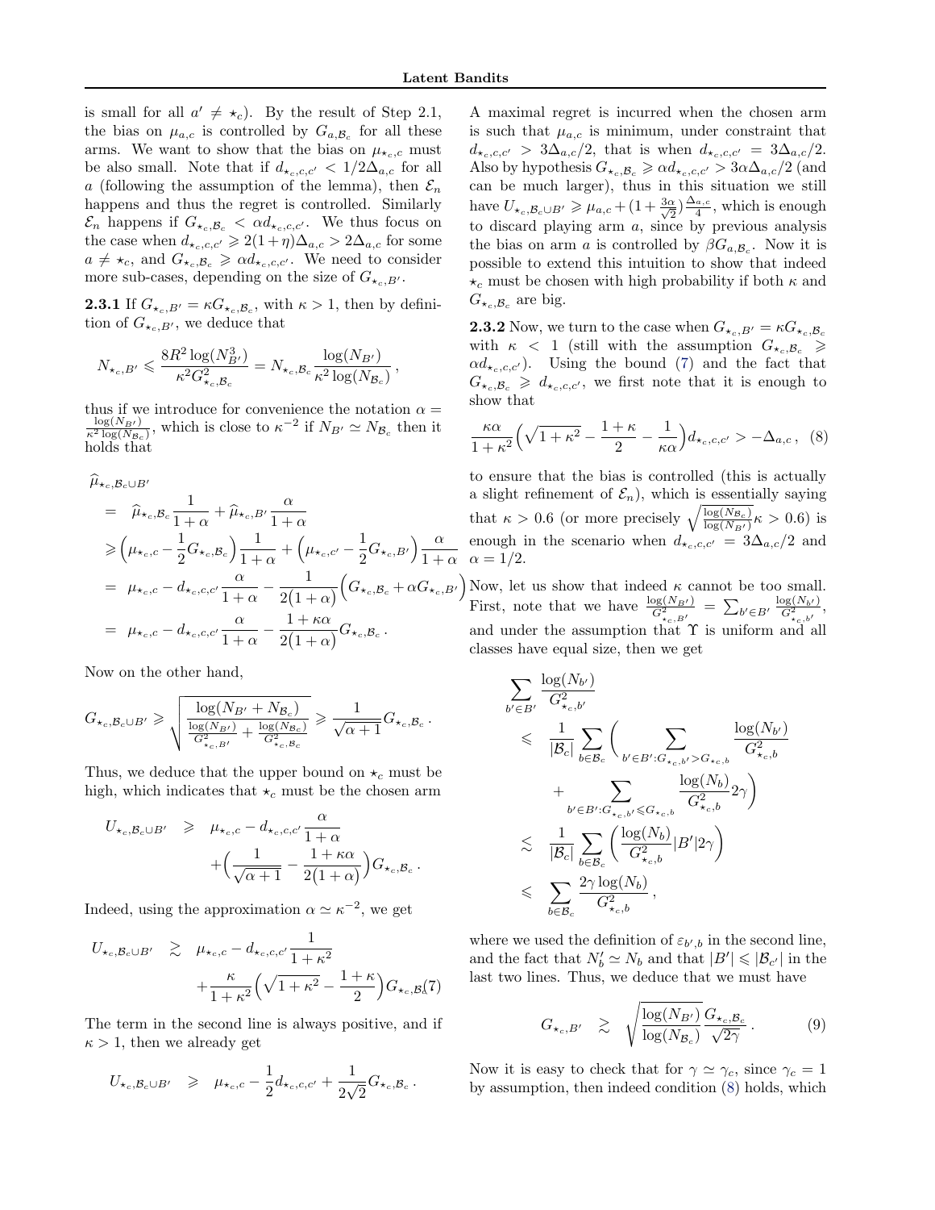is small for all $a' \neq \star_c$). By the result of Step 2.1, the bias on $\mu_{a,c}$ is controlled by $G_{a,\mathcal{B}_c}$ for all these arms. We want to show that the bias on $\mu_{\star_c,c}$ must be also small. Note that if $d_{\star_c,c,c'} < 1/2\Delta_{a,c}$ for all $a$ (following the assumption of the lemma), then $\mathcal{E}_n$ happens and thus the regret is controlled. Similarly $\mathcal{E}_n$ happens if $G_{\star_c,\mathcal{B}_c} < \alpha d_{\star_c,c,c'}$. We thus focus on the case when $d_{\star_c,c,c'} \geqslant 2(1+\eta)\Delta_{a,c} > 2\Delta_{a,c}$ for some $a \neq \star_c$, and $G_{\star_c,\mathcal{B}_c} \geqslant \alpha d_{\star_c,c,c'}$. We need to consider more sub-cases, depending on the size of $G_{\star_c,B'}$.

**2.3.1** If $G_{\star_c,B'} = \kappa G_{\star_c,\mathcal{B}_c}$, with $\kappa > 1$, then by definition of $G_{\star_c,B'}$, we deduce that

$$N_{\star_c,B'} \leqslant \frac{8R^2\log(N_{B'}^3)}{\kappa^2 G^2_{\star_c,\mathcal{B}_c}} = N_{\star_c,\mathcal{B}_c}\frac{\log(N_{B'})}{\kappa^2\log(N_{\mathcal{B}_c})}\,,$$

thus if we introduce for convenience the notation $\alpha = \frac{\log(N_{B'})}{\kappa^2\log(N_{\mathcal{B}_c})}$, which is close to $\kappa^{-2}$ if $N_{B'} \simeq N_{\mathcal{B}_c}$ then it holds that

$$\begin{aligned}
&\widehat{\mu}_{\star_c,\mathcal{B}_c\cup B'}\\
&= \widehat{\mu}_{\star_c,\mathcal{B}_c}\frac{1}{1+\alpha} + \widehat{\mu}_{\star_c,B'}\frac{\alpha}{1+\alpha}\\
&\geqslant \Big(\mu_{\star_c,c} - \frac{1}{2}G_{\star_c,\mathcal{B}_c}\Big)\frac{1}{1+\alpha} + \Big(\mu_{\star_c,c'} - \frac{1}{2}G_{\star_c,B'}\Big)\frac{\alpha}{1+\alpha}\\
&= \mu_{\star_c,c} - d_{\star_c,c,c'}\frac{\alpha}{1+\alpha} - \frac{1}{2(1+\alpha)}\Big(G_{\star_c,\mathcal{B}_c} + \alpha G_{\star_c,B'}\Big)\\
&= \mu_{\star_c,c} - d_{\star_c,c,c'}\frac{\alpha}{1+\alpha} - \frac{1+\kappa\alpha}{2(1+\alpha)}G_{\star_c,\mathcal{B}_c}\,.
\end{aligned}$$

Now on the other hand,

$$G_{\star_c,\mathcal{B}_c\cup B'} \geqslant \sqrt{\frac{\log(N_{B'}+N_{\mathcal{B}_c})}{\frac{\log(N_{B'})}{G^2_{\star_c,B'}} + \frac{\log(N_{\mathcal{B}_c})}{G^2_{\star_c,\mathcal{B}_c}}}} \geqslant \frac{1}{\sqrt{\alpha+1}}G_{\star_c,\mathcal{B}_c}\,.$$

Thus, we deduce that the upper bound on $\star_c$ must be high, which indicates that $\star_c$ must be the chosen arm

$$\begin{aligned}
U_{\star_c,\mathcal{B}_c\cup B'} \;\geqslant\;& \mu_{\star_c,c} - d_{\star_c,c,c'}\frac{\alpha}{1+\alpha}\\
&+ \Big(\frac{1}{\sqrt{\alpha+1}} - \frac{1+\kappa\alpha}{2(1+\alpha)}\Big)G_{\star_c,\mathcal{B}_c}\,.
\end{aligned}$$

Indeed, using the approximation $\alpha \simeq \kappa^{-2}$, we get

$$\begin{aligned}
U_{\star_c,\mathcal{B}_c\cup B'} \;\gtrsim\;& \mu_{\star_c,c} - d_{\star_c,c,c'}\frac{1}{1+\kappa^2}\\
&+ \frac{\kappa}{1+\kappa^2}\Big(\sqrt{1+\kappa^2} - \frac{1+\kappa}{2}\Big)G_{\star_c,\mathcal{B}_c}
\end{aligned}\tag{7}$$

The term in the second line is always positive, and if $\kappa > 1$, then we already get

$$U_{\star_c,\mathcal{B}_c\cup B'} \;\geqslant\; \mu_{\star_c,c} - \frac{1}{2}d_{\star_c,c,c'} + \frac{1}{2\sqrt{2}}G_{\star_c,\mathcal{B}_c}\,.$$

A maximal regret is incurred when the chosen arm is such that $\mu_{a,c}$ is minimum, under constraint that $d_{\star_c,c,c'} > 3\Delta_{a,c}/2$, that is when $d_{\star_c,c,c'} = 3\Delta_{a,c}/2$. Also by hypothesis $G_{\star_c,\mathcal{B}_c} \geqslant \alpha d_{\star_c,c,c'} > 3\alpha\Delta_{a,c}/2$ (and can be much larger), thus in this situation we still have $U_{\star_c,\mathcal{B}_c\cup B'} \geqslant \mu_{a,c} + (1+\frac{3\alpha}{\sqrt{2}})\frac{\Delta_{a,c}}{4}$, which is enough to discard playing arm $a$, since by previous analysis the bias on arm $a$ is controlled by $\beta G_{a,\mathcal{B}_c}$. Now it is possible to extend this intuition to show that indeed $\star_c$ must be chosen with high probability if both $\kappa$ and $G_{\star_c,\mathcal{B}_c}$ are big.

**2.3.2** Now, we turn to the case when $G_{\star_c,B'} = \kappa G_{\star_c,\mathcal{B}_c}$ with $\kappa < 1$ (still with the assumption $G_{\star_c,\mathcal{B}_c} \geqslant \alpha d_{\star_c,c,c'}$). Using the bound (7) and the fact that $G_{\star_c,\mathcal{B}_c} \geqslant d_{\star_c,c,c'}$, we first note that it is enough to show that

$$\frac{\kappa\alpha}{1+\kappa^2}\Big(\sqrt{1+\kappa^2} - \frac{1+\kappa}{2} - \frac{1}{\kappa\alpha}\Big)d_{\star_c,c,c'} > -\Delta_{a,c}\,,\tag{8}$$

to ensure that the bias is controlled (this is actually a slight refinement of $\mathcal{E}_n$), which is essentially saying that $\kappa > 0.6$ (or more precisely $\sqrt{\frac{\log(N_{\mathcal{B}_c})}{\log(N_{B'})}}\kappa > 0.6$) is enough in the scenario when $d_{\star_c,c,c'} = 3\Delta_{a,c}/2$ and $\alpha = 1/2$.

Now, let us show that indeed $\kappa$ cannot be too small. First, note that we have $\frac{\log(N_{B'})}{G^2_{\star_c,B'}} = \sum_{b'\in B'}\frac{\log(N_{b'})}{G^2_{\star_c,b'}}$, and under the assumption that $\Upsilon$ is uniform and all classes have equal size, then we get

$$\begin{aligned}
&\sum_{b'\in B'}\frac{\log(N_{b'})}{G^2_{\star_c,b'}}\\
&\leqslant \frac{1}{|\mathcal{B}_c|}\sum_{b\in\mathcal{B}_c}\Big(\sum_{b'\in B':G_{\star_c,b'}>G_{\star_c,b}}\frac{\log(N_{b'})}{G^2_{\star_c,b}}\\
&\qquad + \sum_{b'\in B':G_{\star_c,b'}\leqslant G_{\star_c,b}}\frac{\log(N_b)}{G^2_{\star_c,b}}2\gamma\Big)\\
&\lesssim \frac{1}{|\mathcal{B}_c|}\sum_{b\in\mathcal{B}_c}\Big(\frac{\log(N_b)}{G^2_{\star_c,b}}|B'|2\gamma\Big)\\
&\leqslant \sum_{b\in\mathcal{B}_c}\frac{2\gamma\log(N_b)}{G^2_{\star_c,b}}\,,
\end{aligned}$$

where we used the definition of $\varepsilon_{b',b}$ in the second line, and the fact that $N'_b \simeq N_b$ and that $|B'| \leqslant |\mathcal{B}_{c'}|$ in the last two lines. Thus, we deduce that we must have

$$G_{\star_c,B'} \;\gtrsim\; \sqrt{\frac{\log(N_{B'})}{\log(N_{\mathcal{B}_c})}}\frac{G_{\star_c,\mathcal{B}_c}}{\sqrt{2\gamma}}\,.\tag{9}$$

Now it is easy to check that for $\gamma \simeq \gamma_c$, since $\gamma_c = 1$ by assumption, then indeed condition (8) holds, which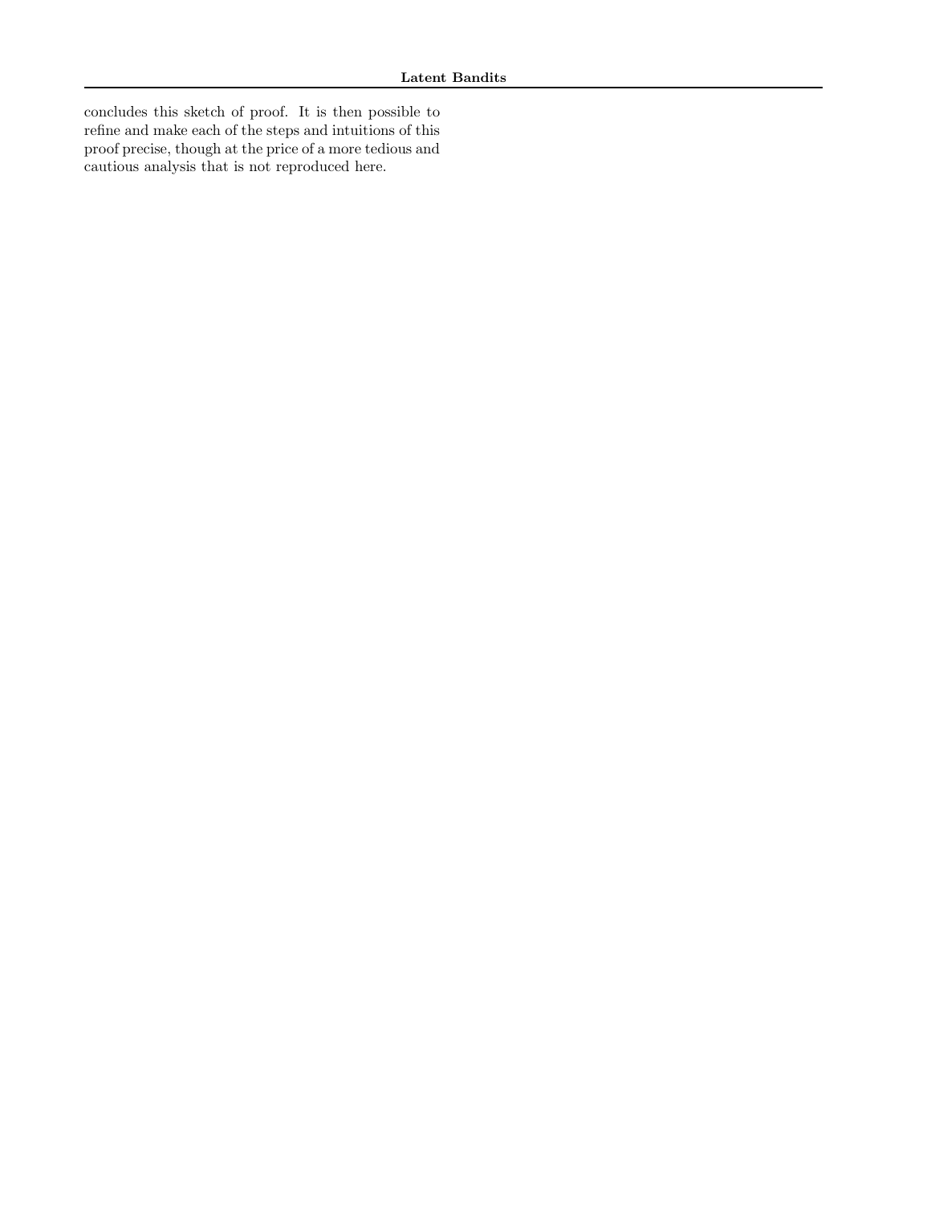concludes this sketch of proof. It is then possible to refine and make each of the steps and intuitions of this proof precise, though at the price of a more tedious and cautious analysis that is not reproduced here.